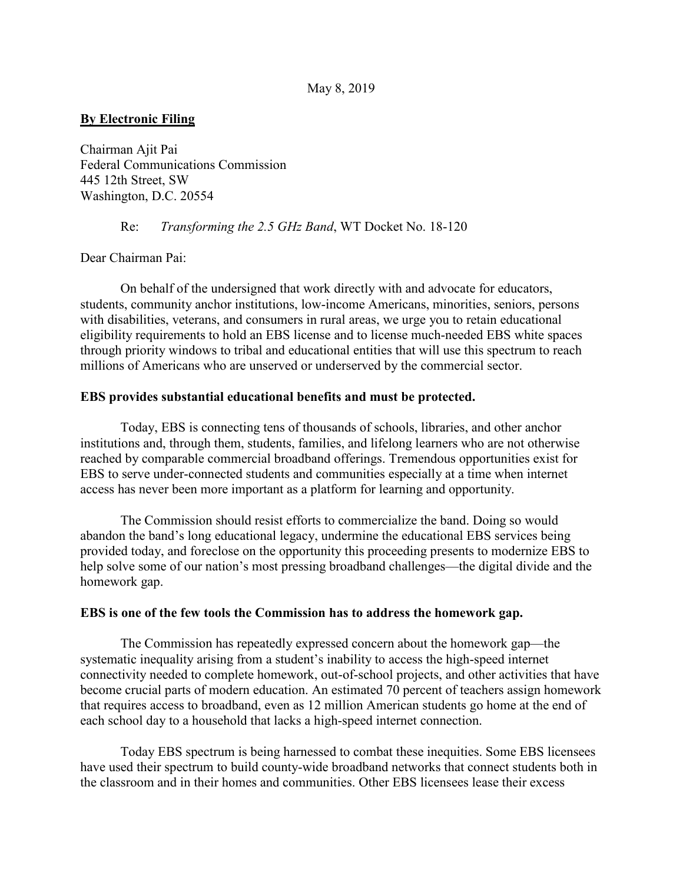May 8, 2019

**By Electronic Filing**

Chairman Ajit Pai
Federal Communications Commission
445 12th Street, SW
Washington, D.C. 20554

Re: *Transforming the 2.5 GHz Band*, WT Docket No. 18-120

Dear Chairman Pai:

On behalf of the undersigned that work directly with and advocate for educators, students, community anchor institutions, low-income Americans, minorities, seniors, persons with disabilities, veterans, and consumers in rural areas, we urge you to retain educational eligibility requirements to hold an EBS license and to license much-needed EBS white spaces through priority windows to tribal and educational entities that will use this spectrum to reach millions of Americans who are unserved or underserved by the commercial sector.

**EBS provides substantial educational benefits and must be protected.**

Today, EBS is connecting tens of thousands of schools, libraries, and other anchor institutions and, through them, students, families, and lifelong learners who are not otherwise reached by comparable commercial broadband offerings. Tremendous opportunities exist for EBS to serve under-connected students and communities especially at a time when internet access has never been more important as a platform for learning and opportunity.

The Commission should resist efforts to commercialize the band. Doing so would abandon the band's long educational legacy, undermine the educational EBS services being provided today, and foreclose on the opportunity this proceeding presents to modernize EBS to help solve some of our nation's most pressing broadband challenges—the digital divide and the homework gap.

**EBS is one of the few tools the Commission has to address the homework gap.**

The Commission has repeatedly expressed concern about the homework gap—the systematic inequality arising from a student's inability to access the high-speed internet connectivity needed to complete homework, out-of-school projects, and other activities that have become crucial parts of modern education. An estimated 70 percent of teachers assign homework that requires access to broadband, even as 12 million American students go home at the end of each school day to a household that lacks a high-speed internet connection.

Today EBS spectrum is being harnessed to combat these inequities. Some EBS licensees have used their spectrum to build county-wide broadband networks that connect students both in the classroom and in their homes and communities. Other EBS licensees lease their excess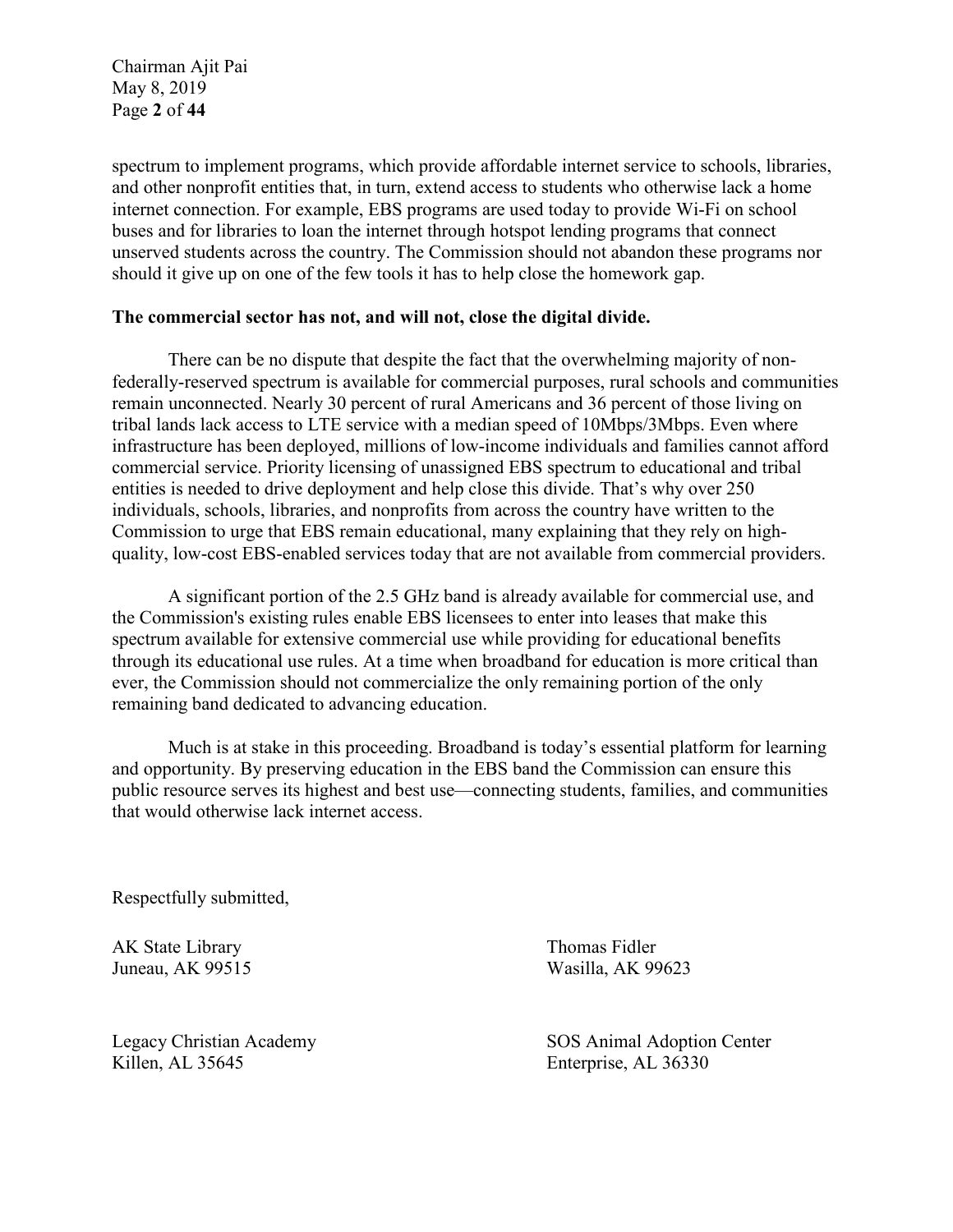spectrum to implement programs, which provide affordable internet service to schools, libraries, and other nonprofit entities that, in turn, extend access to students who otherwise lack a home internet connection. For example, EBS programs are used today to provide Wi-Fi on school buses and for libraries to loan the internet through hotspot lending programs that connect unserved students across the country. The Commission should not abandon these programs nor should it give up on one of the few tools it has to help close the homework gap.

**The commercial sector has not, and will not, close the digital divide.**

There can be no dispute that despite the fact that the overwhelming majority of non-federally-reserved spectrum is available for commercial purposes, rural schools and communities remain unconnected. Nearly 30 percent of rural Americans and 36 percent of those living on tribal lands lack access to LTE service with a median speed of 10Mbps/3Mbps. Even where infrastructure has been deployed, millions of low-income individuals and families cannot afford commercial service. Priority licensing of unassigned EBS spectrum to educational and tribal entities is needed to drive deployment and help close this divide. That's why over 250 individuals, schools, libraries, and nonprofits from across the country have written to the Commission to urge that EBS remain educational, many explaining that they rely on high-quality, low-cost EBS-enabled services today that are not available from commercial providers.

A significant portion of the 2.5 GHz band is already available for commercial use, and the Commission's existing rules enable EBS licensees to enter into leases that make this spectrum available for extensive commercial use while providing for educational benefits through its educational use rules. At a time when broadband for education is more critical than ever, the Commission should not commercialize the only remaining portion of the only remaining band dedicated to advancing education.

Much is at stake in this proceeding. Broadband is today's essential platform for learning and opportunity. By preserving education in the EBS band the Commission can ensure this public resource serves its highest and best use—connecting students, families, and communities that would otherwise lack internet access.

Respectfully submitted,

AK State Library
Juneau, AK 99515

Thomas Fidler
Wasilla, AK 99623

Legacy Christian Academy
Killen, AL 35645

SOS Animal Adoption Center
Enterprise, AL 36330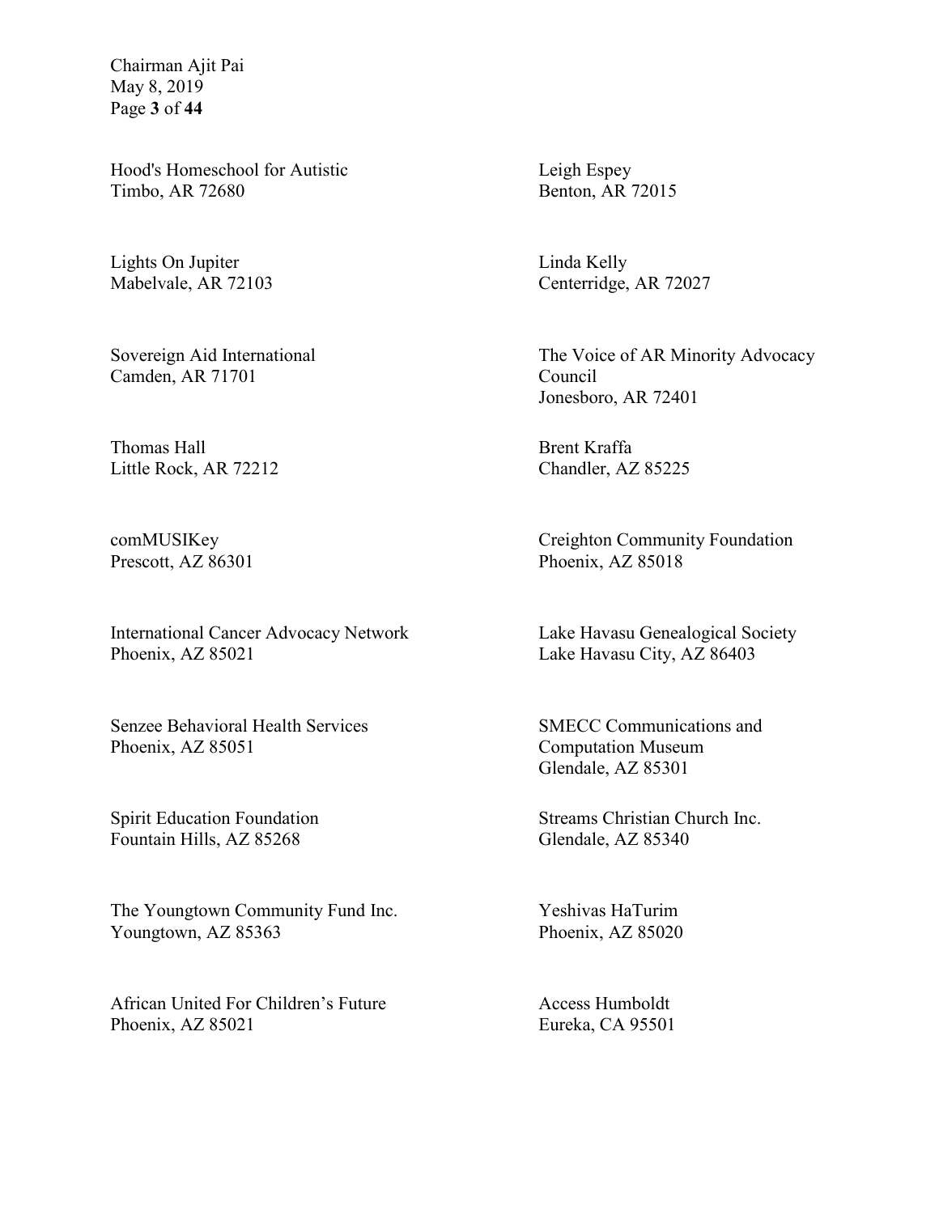Hood's Homeschool for Autistic
Timbo, AR 72680

Leigh Espey
Benton, AR 72015

Lights On Jupiter
Mabelvale, AR 72103

Linda Kelly
Centerridge, AR 72027

Sovereign Aid International
Camden, AR 71701

The Voice of AR Minority Advocacy Council
Jonesboro, AR 72401

Thomas Hall
Little Rock, AR 72212

Brent Kraffa
Chandler, AZ 85225

comMUSIKey
Prescott, AZ 86301

Creighton Community Foundation
Phoenix, AZ 85018

International Cancer Advocacy Network
Phoenix, AZ 85021

Lake Havasu Genealogical Society
Lake Havasu City, AZ 86403

Senzee Behavioral Health Services
Phoenix, AZ 85051

SMECC Communications and Computation Museum
Glendale, AZ 85301

Spirit Education Foundation
Fountain Hills, AZ 85268

Streams Christian Church Inc.
Glendale, AZ 85340

The Youngtown Community Fund Inc.
Youngtown, AZ 85363

Yeshivas HaTurim
Phoenix, AZ 85020

African United For Children's Future
Phoenix, AZ 85021

Access Humboldt
Eureka, CA 95501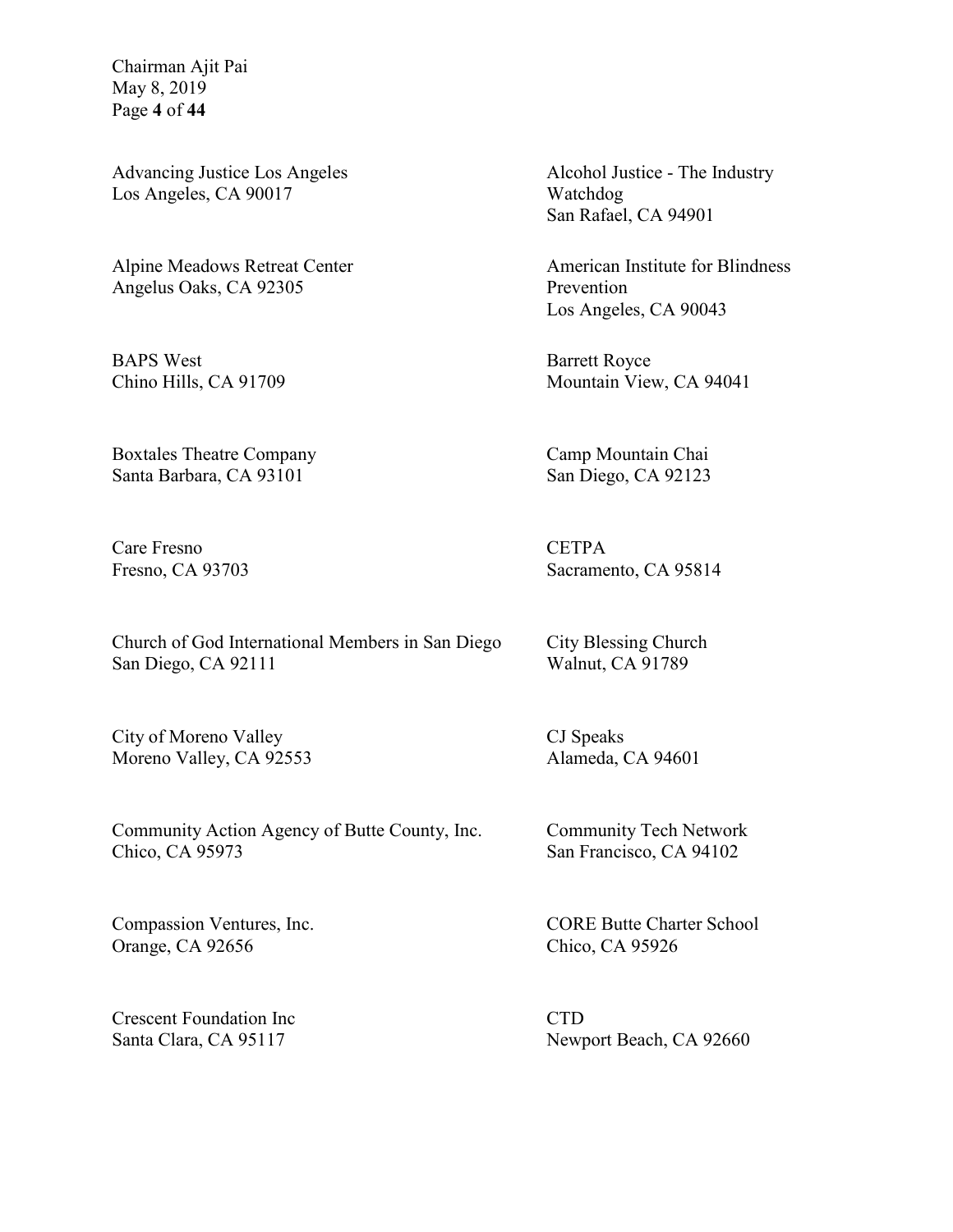Advancing Justice Los Angeles
Los Angeles, CA 90017

Alcohol Justice - The Industry Watchdog
San Rafael, CA 94901

Alpine Meadows Retreat Center
Angelus Oaks, CA 92305

American Institute for Blindness Prevention
Los Angeles, CA 90043

BAPS West
Chino Hills, CA 91709

Barrett Royce
Mountain View, CA 94041

Boxtales Theatre Company
Santa Barbara, CA 93101

Camp Mountain Chai
San Diego, CA 92123

Care Fresno
Fresno, CA 93703

CETPA
Sacramento, CA 95814

Church of God International Members in San Diego
San Diego, CA 92111

City Blessing Church
Walnut, CA 91789

City of Moreno Valley
Moreno Valley, CA 92553

CJ Speaks
Alameda, CA 94601

Community Action Agency of Butte County, Inc.
Chico, CA 95973

Community Tech Network
San Francisco, CA 94102

Compassion Ventures, Inc.
Orange, CA 92656

CORE Butte Charter School
Chico, CA 95926

Crescent Foundation Inc
Santa Clara, CA 95117

CTD
Newport Beach, CA 92660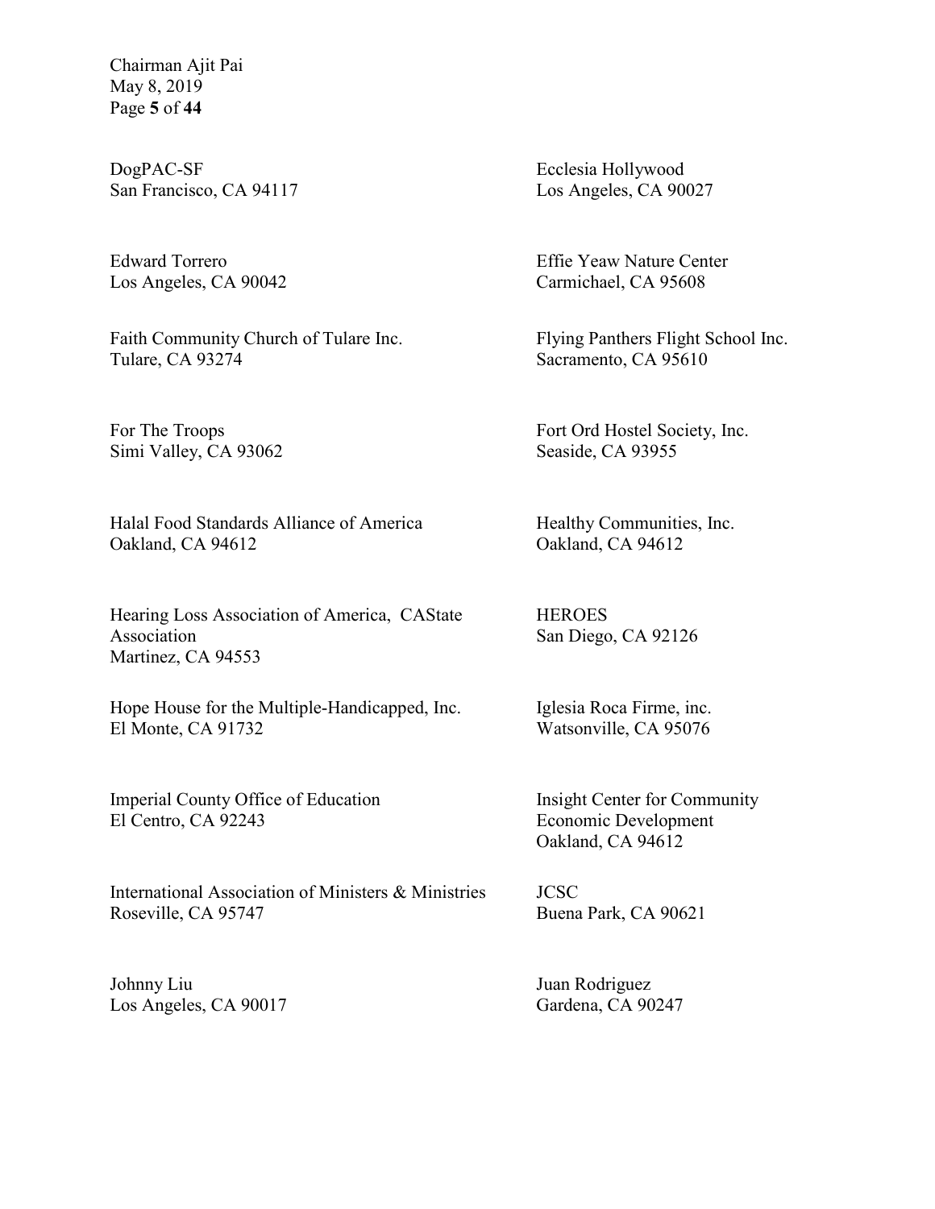DogPAC-SF
San Francisco, CA 94117

Ecclesia Hollywood
Los Angeles, CA 90027

Edward Torrero
Los Angeles, CA 90042

Effie Yeaw Nature Center
Carmichael, CA 95608

Faith Community Church of Tulare Inc.
Tulare, CA 93274

Flying Panthers Flight School Inc.
Sacramento, CA 95610

For The Troops
Simi Valley, CA 93062

Fort Ord Hostel Society, Inc.
Seaside, CA 93955

Halal Food Standards Alliance of America
Oakland, CA 94612

Healthy Communities, Inc.
Oakland, CA 94612

Hearing Loss Association of America, CAState Association
Martinez, CA 94553

HEROES
San Diego, CA 92126

Hope House for the Multiple-Handicapped, Inc.
El Monte, CA 91732

Iglesia Roca Firme, inc.
Watsonville, CA 95076

Imperial County Office of Education
El Centro, CA 92243

Insight Center for Community Economic Development
Oakland, CA 94612

International Association of Ministers & Ministries
Roseville, CA 95747

JCSC
Buena Park, CA 90621

Johnny Liu
Los Angeles, CA 90017

Juan Rodriguez
Gardena, CA 90247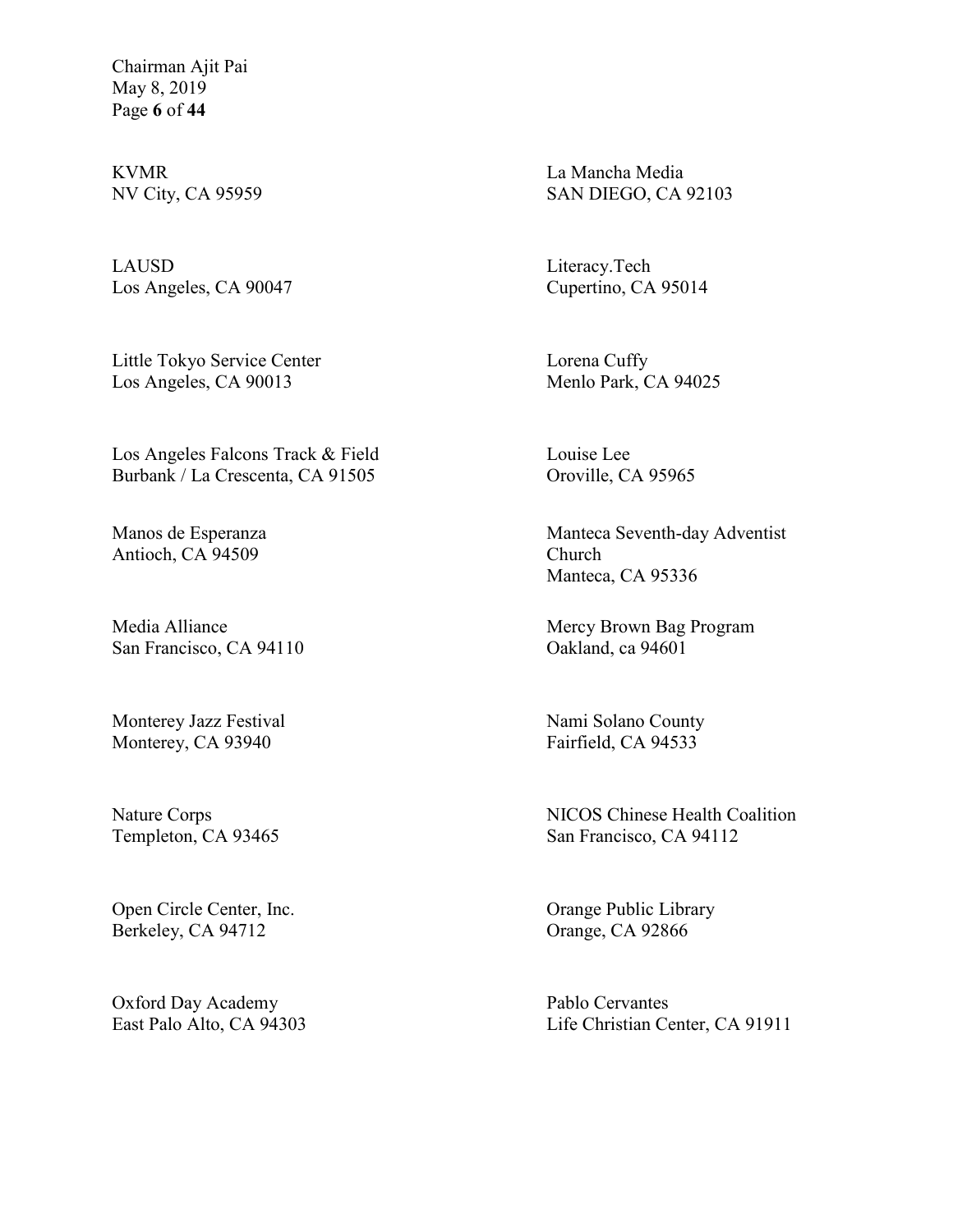KVMR
NV City, CA 95959

La Mancha Media
SAN DIEGO, CA 92103

LAUSD
Los Angeles, CA 90047

Literacy.Tech
Cupertino, CA 95014

Little Tokyo Service Center
Los Angeles, CA 90013

Lorena Cuffy
Menlo Park, CA 94025

Los Angeles Falcons Track & Field
Burbank / La Crescenta, CA 91505

Louise Lee
Oroville, CA 95965

Manos de Esperanza
Antioch, CA 94509

Manteca Seventh-day Adventist Church
Manteca, CA 95336

Media Alliance
San Francisco, CA 94110

Mercy Brown Bag Program
Oakland, ca 94601

Monterey Jazz Festival
Monterey, CA 93940

Nami Solano County
Fairfield, CA 94533

Nature Corps
Templeton, CA 93465

NICOS Chinese Health Coalition
San Francisco, CA 94112

Open Circle Center, Inc.
Berkeley, CA 94712

Orange Public Library
Orange, CA 92866

Oxford Day Academy
East Palo Alto, CA 94303

Pablo Cervantes
Life Christian Center, CA 91911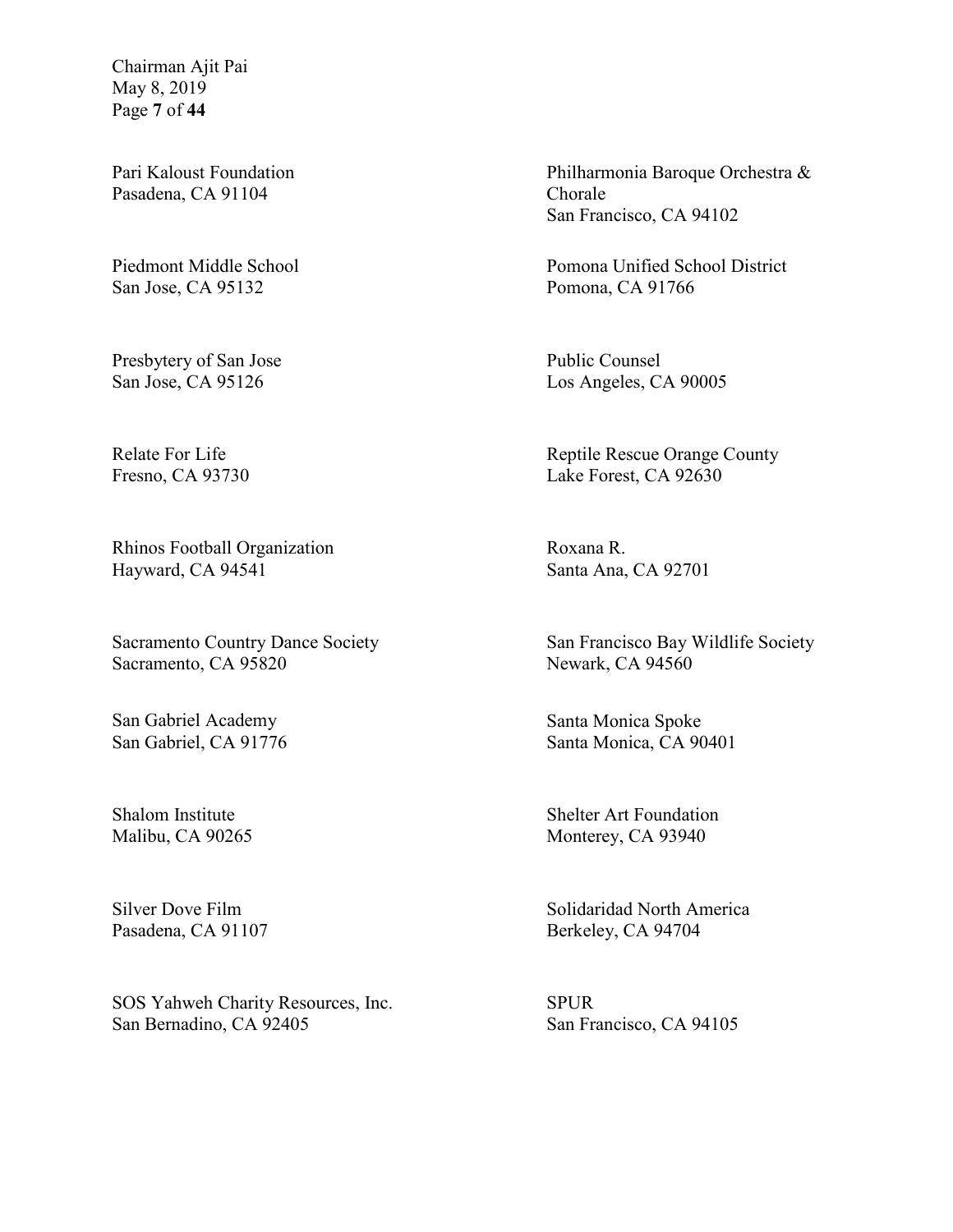Pari Kaloust Foundation
Pasadena, CA 91104

Philharmonia Baroque Orchestra & Chorale
San Francisco, CA 94102

Piedmont Middle School
San Jose, CA 95132

Pomona Unified School District
Pomona, CA 91766

Presbytery of San Jose
San Jose, CA 95126

Public Counsel
Los Angeles, CA 90005

Relate For Life
Fresno, CA 93730

Reptile Rescue Orange County
Lake Forest, CA 92630

Rhinos Football Organization
Hayward, CA 94541

Roxana R.
Santa Ana, CA 92701

Sacramento Country Dance Society
Sacramento, CA 95820

San Francisco Bay Wildlife Society
Newark, CA 94560

San Gabriel Academy
San Gabriel, CA 91776

Santa Monica Spoke
Santa Monica, CA 90401

Shalom Institute
Malibu, CA 90265

Shelter Art Foundation
Monterey, CA 93940

Silver Dove Film
Pasadena, CA 91107

Solidaridad North America
Berkeley, CA 94704

SOS Yahweh Charity Resources, Inc.
San Bernadino, CA 92405

SPUR
San Francisco, CA 94105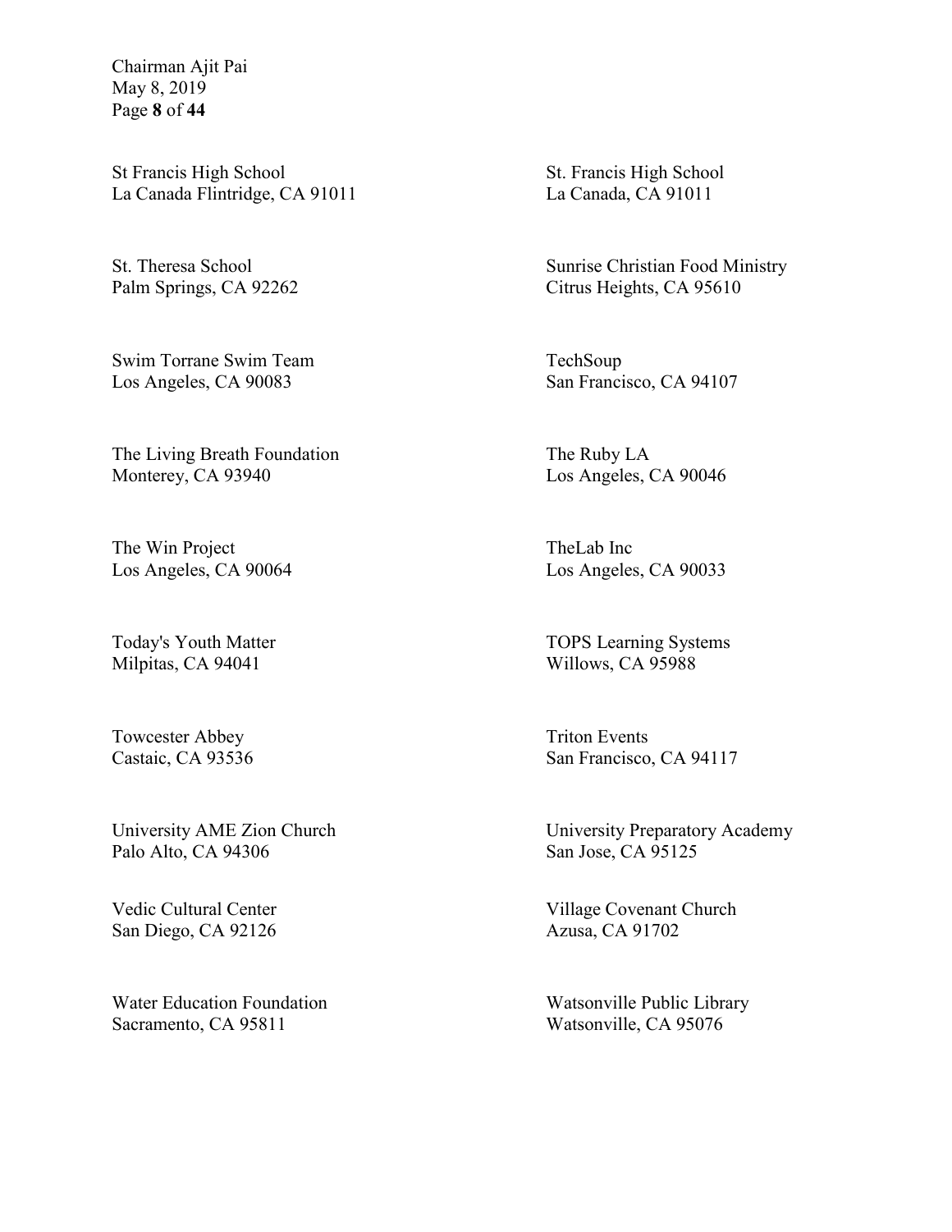St Francis High School
La Canada Flintridge, CA 91011

St. Francis High School
La Canada, CA 91011

St. Theresa School
Palm Springs, CA 92262

Sunrise Christian Food Ministry
Citrus Heights, CA 95610

Swim Torrane Swim Team
Los Angeles, CA 90083

TechSoup
San Francisco, CA 94107

The Living Breath Foundation
Monterey, CA 93940

The Ruby LA
Los Angeles, CA 90046

The Win Project
Los Angeles, CA 90064

TheLab Inc
Los Angeles, CA 90033

Today's Youth Matter
Milpitas, CA 94041

TOPS Learning Systems
Willows, CA 95988

Towcester Abbey
Castaic, CA 93536

Triton Events
San Francisco, CA 94117

University AME Zion Church
Palo Alto, CA 94306

University Preparatory Academy
San Jose, CA 95125

Vedic Cultural Center
San Diego, CA 92126

Village Covenant Church
Azusa, CA 91702

Water Education Foundation
Sacramento, CA 95811

Watsonville Public Library
Watsonville, CA 95076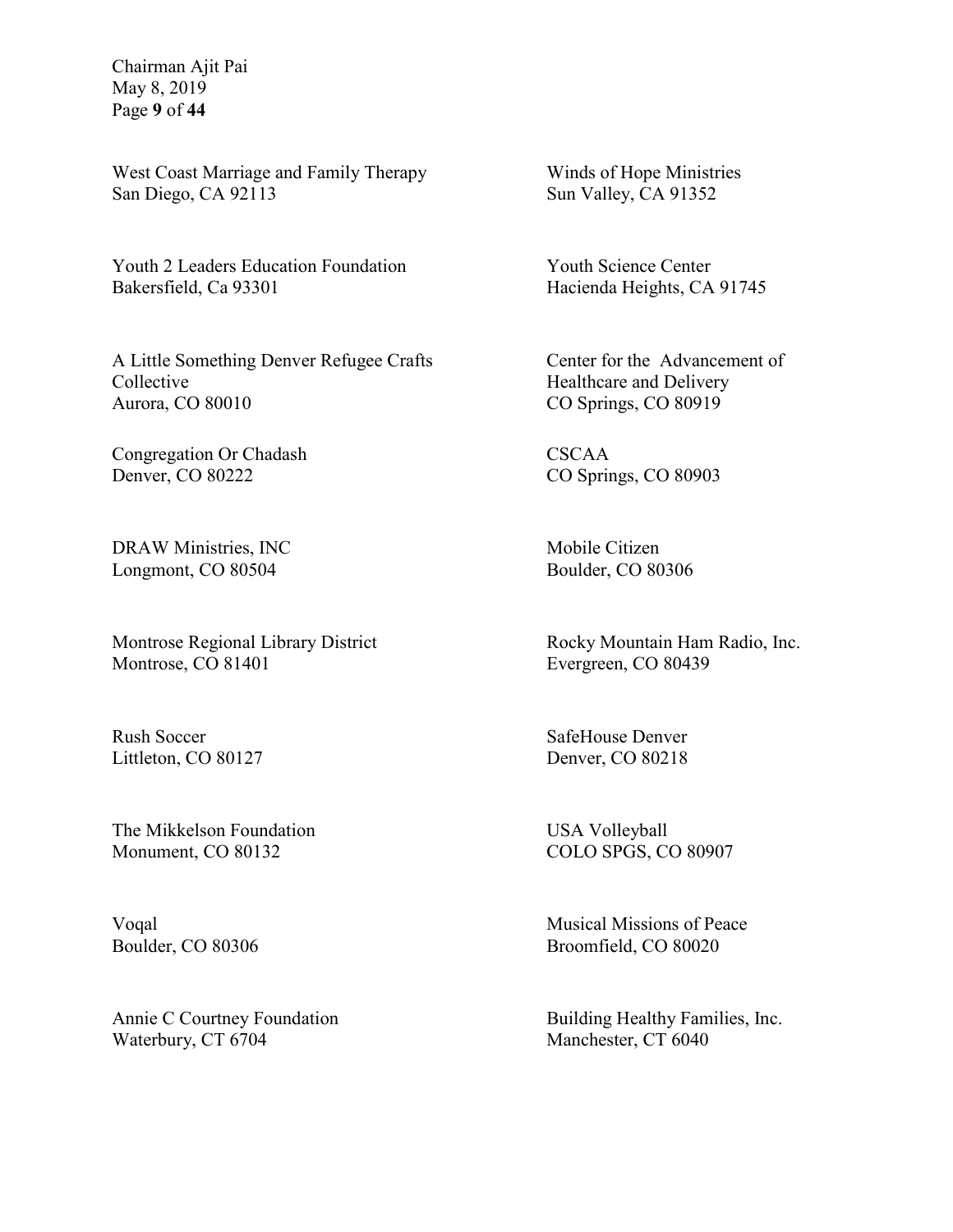West Coast Marriage and Family Therapy
San Diego, CA 92113

Winds of Hope Ministries
Sun Valley, CA 91352

Youth 2 Leaders Education Foundation
Bakersfield, Ca 93301

Youth Science Center
Hacienda Heights, CA 91745

A Little Something Denver Refugee Crafts Collective
Aurora, CO 80010

Center for the Advancement of Healthcare and Delivery
CO Springs, CO 80919

Congregation Or Chadash
Denver, CO 80222

CSCAA
CO Springs, CO 80903

DRAW Ministries, INC
Longmont, CO 80504

Mobile Citizen
Boulder, CO 80306

Montrose Regional Library District
Montrose, CO 81401

Rocky Mountain Ham Radio, Inc.
Evergreen, CO 80439

Rush Soccer
Littleton, CO 80127

SafeHouse Denver
Denver, CO 80218

The Mikkelson Foundation
Monument, CO 80132

USA Volleyball
COLO SPGS, CO 80907

Voqal
Boulder, CO 80306

Musical Missions of Peace
Broomfield, CO 80020

Annie C Courtney Foundation
Waterbury, CT 6704

Building Healthy Families, Inc.
Manchester, CT 6040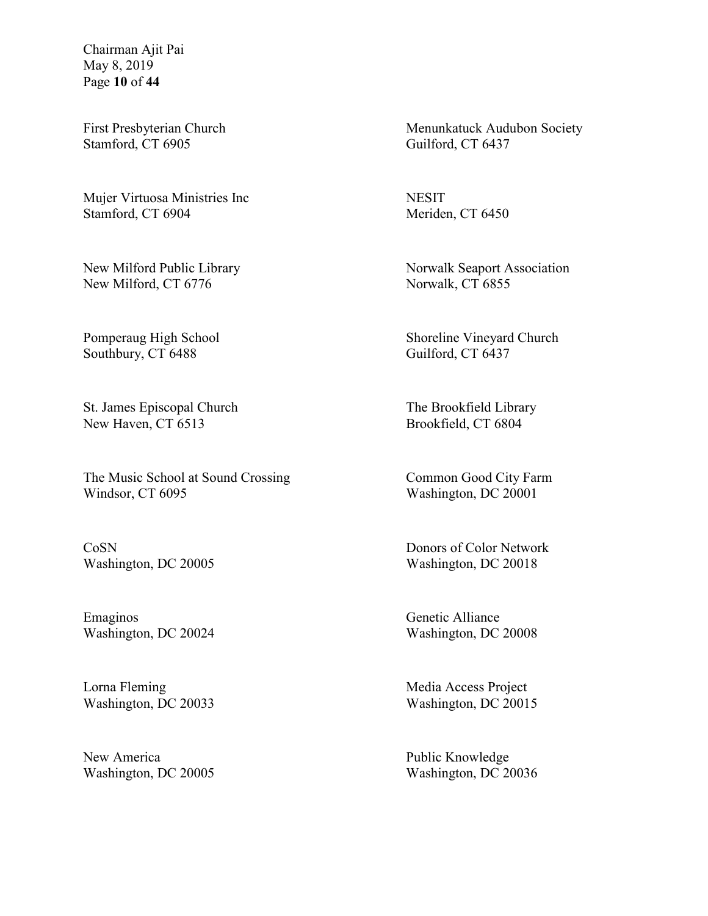First Presbyterian Church
Stamford, CT 6905

Mujer Virtuosa Ministries Inc
Stamford, CT 6904

New Milford Public Library
New Milford, CT 6776

Pomperaug High School
Southbury, CT 6488

St. James Episcopal Church
New Haven, CT 6513

The Music School at Sound Crossing
Windsor, CT 6095

CoSN
Washington, DC 20005

Emaginos
Washington, DC 20024

Lorna Fleming
Washington, DC 20033

New America
Washington, DC 20005

Menunkatuck Audubon Society
Guilford, CT 6437

NESIT
Meriden, CT 6450

Norwalk Seaport Association
Norwalk, CT 6855

Shoreline Vineyard Church
Guilford, CT 6437

The Brookfield Library
Brookfield, CT 6804

Common Good City Farm
Washington, DC 20001

Donors of Color Network
Washington, DC 20018

Genetic Alliance
Washington, DC 20008

Media Access Project
Washington, DC 20015

Public Knowledge
Washington, DC 20036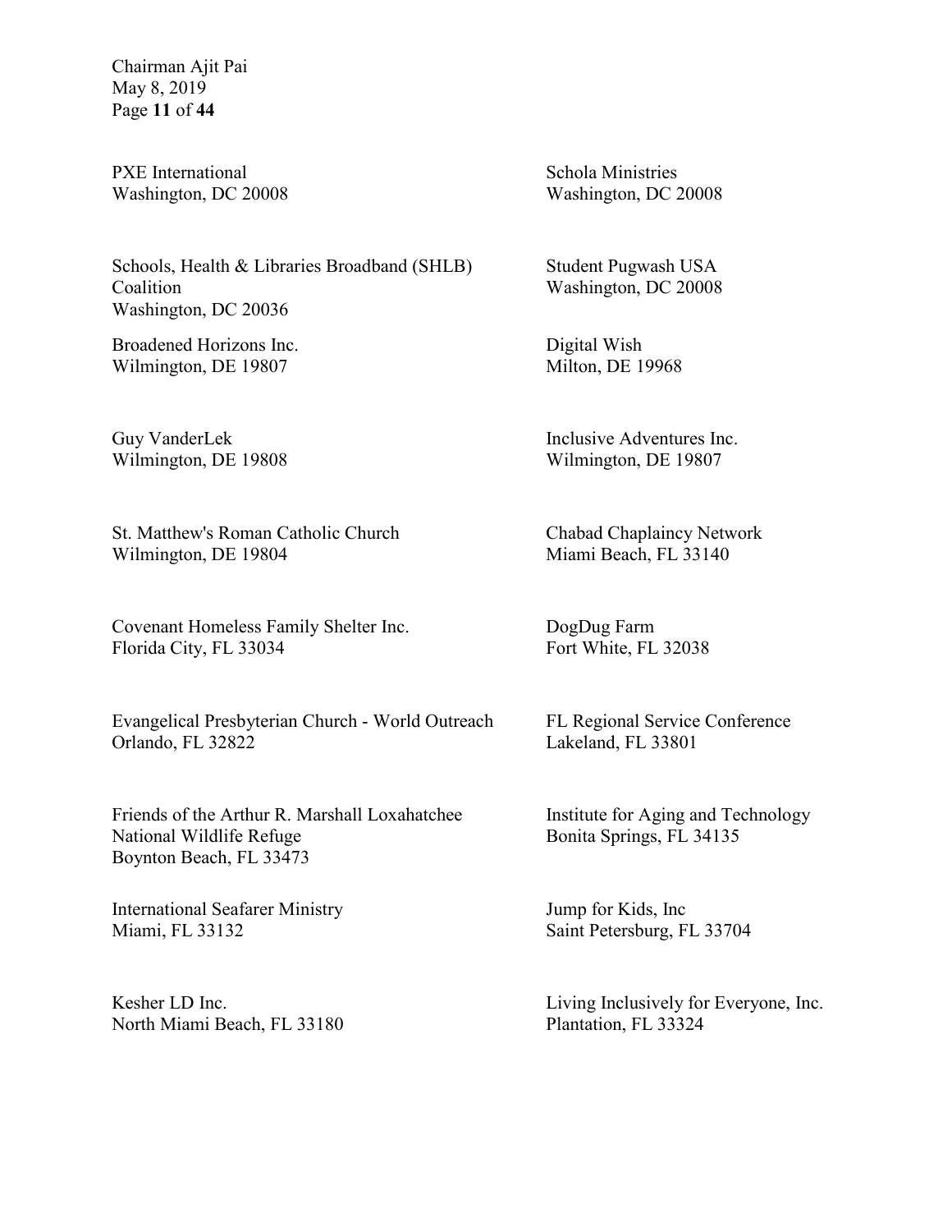PXE International
Washington, DC 20008

Schola Ministries
Washington, DC 20008

Schools, Health & Libraries Broadband (SHLB) Coalition
Washington, DC 20036

Student Pugwash USA
Washington, DC 20008

Broadened Horizons Inc.
Wilmington, DE 19807

Digital Wish
Milton, DE 19968

Guy VanderLek
Wilmington, DE 19808

Inclusive Adventures Inc.
Wilmington, DE 19807

St. Matthew's Roman Catholic Church
Wilmington, DE 19804

Chabad Chaplaincy Network
Miami Beach, FL 33140

Covenant Homeless Family Shelter Inc.
Florida City, FL 33034

DogDug Farm
Fort White, FL 32038

Evangelical Presbyterian Church - World Outreach
Orlando, FL 32822

FL Regional Service Conference
Lakeland, FL 33801

Friends of the Arthur R. Marshall Loxahatchee National Wildlife Refuge
Boynton Beach, FL 33473

Institute for Aging and Technology
Bonita Springs, FL 34135

International Seafarer Ministry
Miami, FL 33132

Jump for Kids, Inc
Saint Petersburg, FL 33704

Kesher LD Inc.
North Miami Beach, FL 33180

Living Inclusively for Everyone, Inc.
Plantation, FL 33324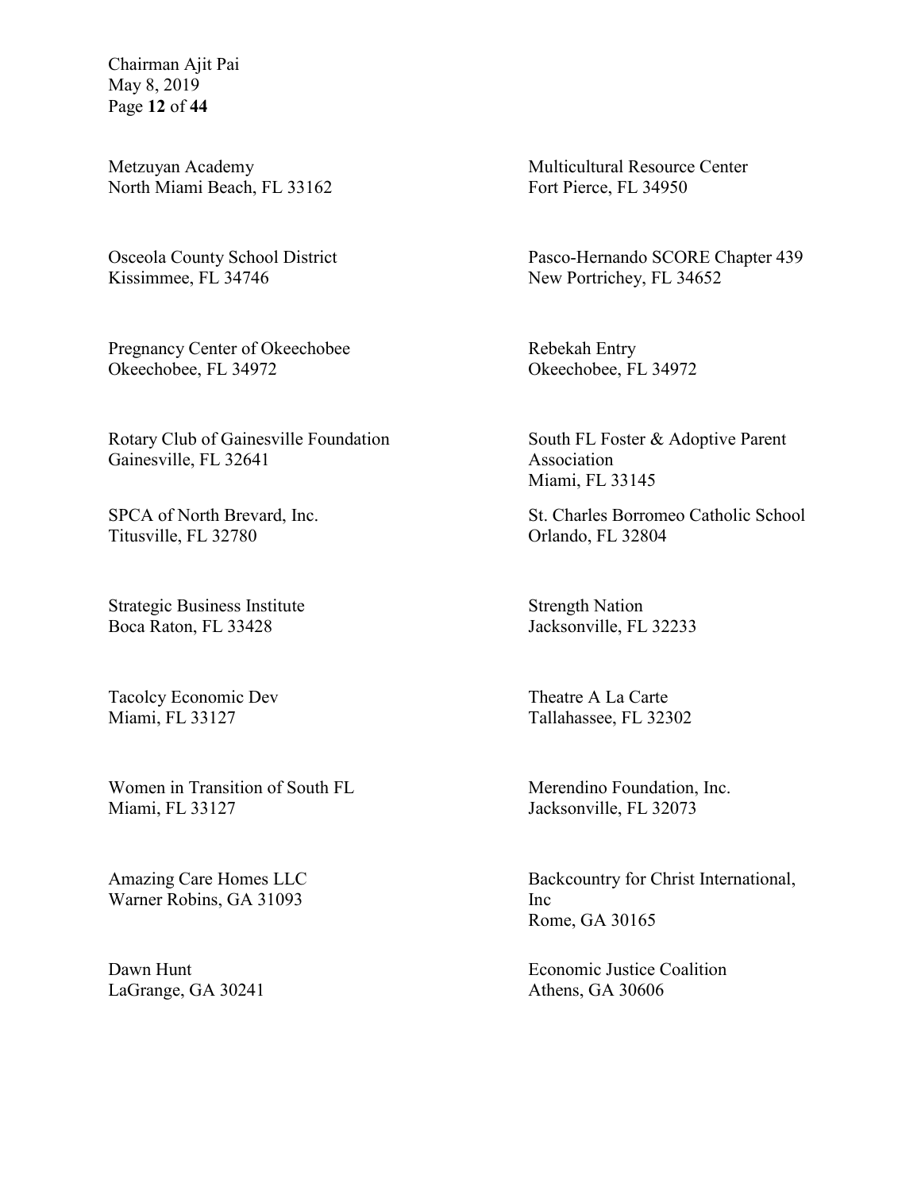Metzuyan Academy
North Miami Beach, FL 33162

Multicultural Resource Center
Fort Pierce, FL 34950

Osceola County School District
Kissimmee, FL 34746

Pasco-Hernando SCORE Chapter 439
New Portrichey, FL 34652

Pregnancy Center of Okeechobee
Okeechobee, FL 34972

Rebekah Entry
Okeechobee, FL 34972

Rotary Club of Gainesville Foundation
Gainesville, FL 32641

South FL Foster & Adoptive Parent Association
Miami, FL 33145

SPCA of North Brevard, Inc.
Titusville, FL 32780

St. Charles Borromeo Catholic School
Orlando, FL 32804

Strategic Business Institute
Boca Raton, FL 33428

Strength Nation
Jacksonville, FL 32233

Tacolcy Economic Dev
Miami, FL 33127

Theatre A La Carte
Tallahassee, FL 32302

Women in Transition of South FL
Miami, FL 33127

Merendino Foundation, Inc.
Jacksonville, FL 32073

Amazing Care Homes LLC
Warner Robins, GA 31093

Backcountry for Christ International, Inc
Rome, GA 30165

Dawn Hunt
LaGrange, GA 30241

Economic Justice Coalition
Athens, GA 30606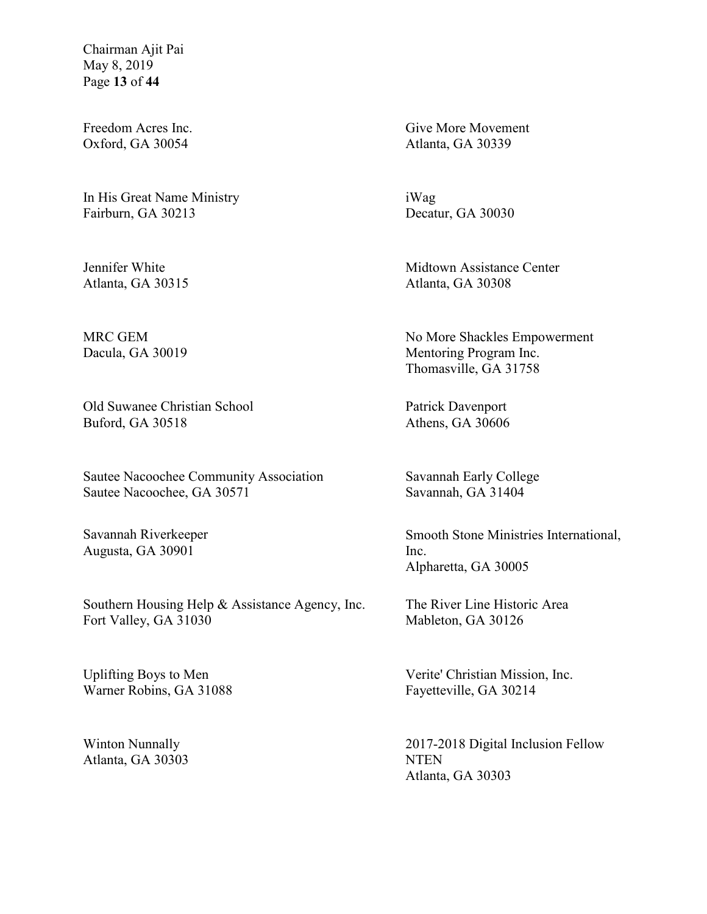Freedom Acres Inc.
Oxford, GA 30054

Give More Movement
Atlanta, GA 30339

In His Great Name Ministry
Fairburn, GA 30213

iWag
Decatur, GA 30030

Jennifer White
Atlanta, GA 30315

Midtown Assistance Center
Atlanta, GA 30308

MRC GEM
Dacula, GA 30019

No More Shackles Empowerment Mentoring Program Inc.
Thomasville, GA 31758

Old Suwanee Christian School
Buford, GA 30518

Patrick Davenport
Athens, GA 30606

Sautee Nacoochee Community Association
Sautee Nacoochee, GA 30571

Savannah Early College
Savannah, GA 31404

Savannah Riverkeeper
Augusta, GA 30901

Smooth Stone Ministries International, Inc.
Alpharetta, GA 30005

Southern Housing Help & Assistance Agency, Inc.
Fort Valley, GA 31030

The River Line Historic Area
Mableton, GA 30126

Uplifting Boys to Men
Warner Robins, GA 31088

Verite' Christian Mission, Inc.
Fayetteville, GA 30214

Winton Nunnally
Atlanta, GA 30303

2017-2018 Digital Inclusion Fellow
NTEN
Atlanta, GA 30303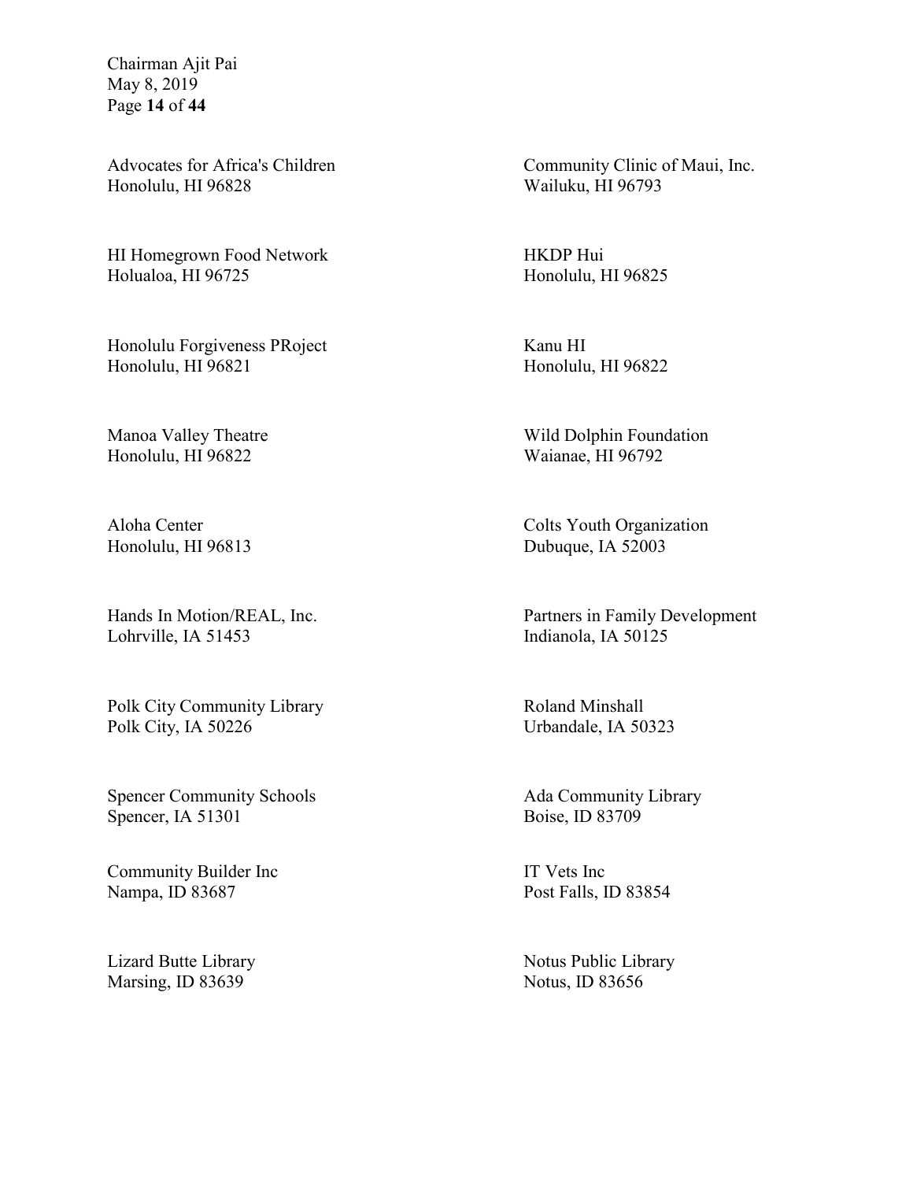Advocates for Africa's Children
Honolulu, HI 96828

Community Clinic of Maui, Inc.
Wailuku, HI 96793

HI Homegrown Food Network
Holualoa, HI 96725

HKDP Hui
Honolulu, HI 96825

Honolulu Forgiveness PRoject
Honolulu, HI 96821

Kanu HI
Honolulu, HI 96822

Manoa Valley Theatre
Honolulu, HI 96822

Wild Dolphin Foundation
Waianae, HI 96792

Aloha Center
Honolulu, HI 96813

Colts Youth Organization
Dubuque, IA 52003

Hands In Motion/REAL, Inc.
Lohrville, IA 51453

Partners in Family Development
Indianola, IA 50125

Polk City Community Library
Polk City, IA 50226

Roland Minshall
Urbandale, IA 50323

Spencer Community Schools
Spencer, IA 51301

Ada Community Library
Boise, ID 83709

Community Builder Inc
Nampa, ID 83687

IT Vets Inc
Post Falls, ID 83854

Lizard Butte Library
Marsing, ID 83639

Notus Public Library
Notus, ID 83656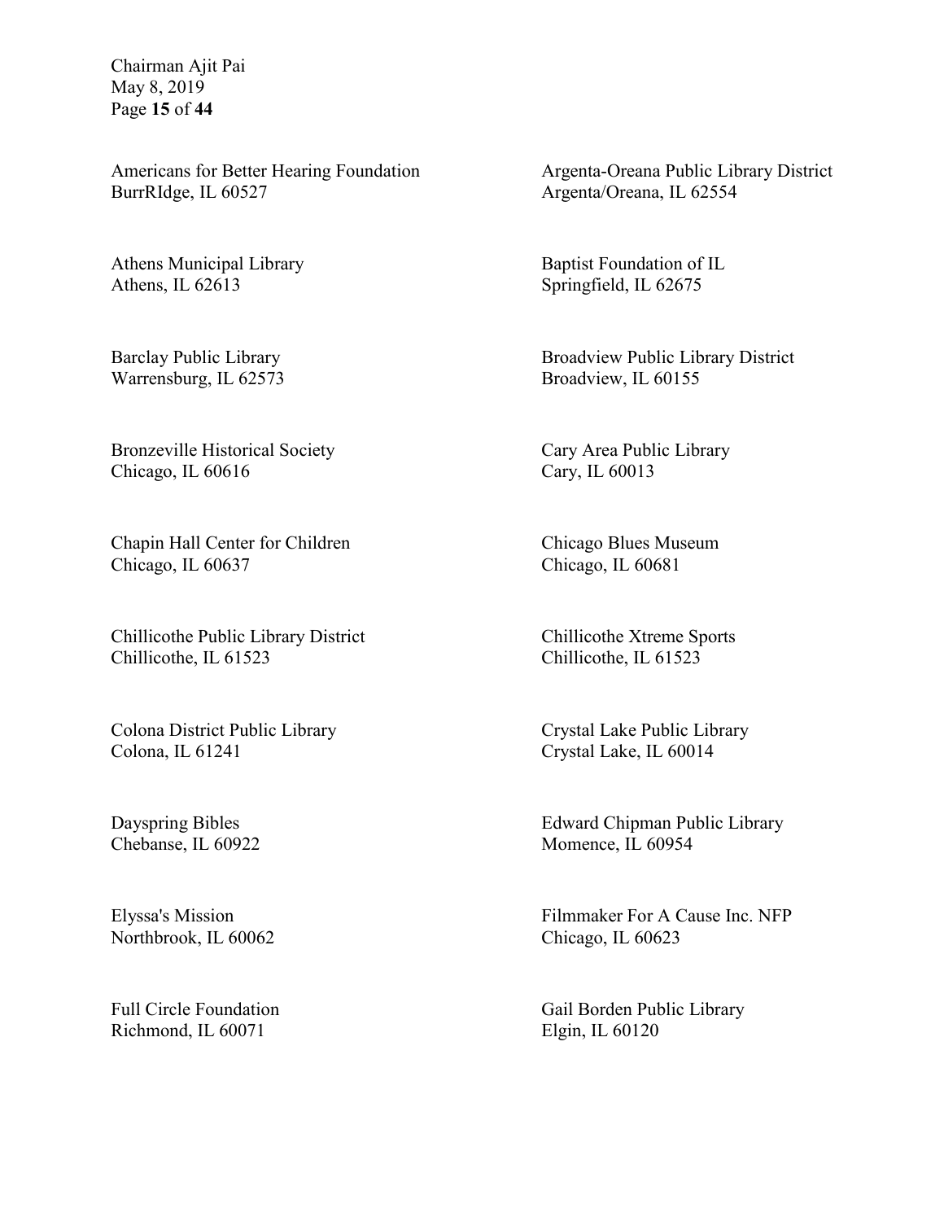Americans for Better Hearing Foundation
BurrRIdge, IL 60527

Argenta-Oreana Public Library District
Argenta/Oreana, IL 62554

Athens Municipal Library
Athens, IL 62613

Baptist Foundation of IL
Springfield, IL 62675

Barclay Public Library
Warrensburg, IL 62573

Broadview Public Library District
Broadview, IL 60155

Bronzeville Historical Society
Chicago, IL 60616

Cary Area Public Library
Cary, IL 60013

Chapin Hall Center for Children
Chicago, IL 60637

Chicago Blues Museum
Chicago, IL 60681

Chillicothe Public Library District
Chillicothe, IL 61523

Chillicothe Xtreme Sports
Chillicothe, IL 61523

Colona District Public Library
Colona, IL 61241

Crystal Lake Public Library
Crystal Lake, IL 60014

Dayspring Bibles
Chebanse, IL 60922

Edward Chipman Public Library
Momence, IL 60954

Elyssa's Mission
Northbrook, IL 60062

Filmmaker For A Cause Inc. NFP
Chicago, IL 60623

Full Circle Foundation
Richmond, IL 60071

Gail Borden Public Library
Elgin, IL 60120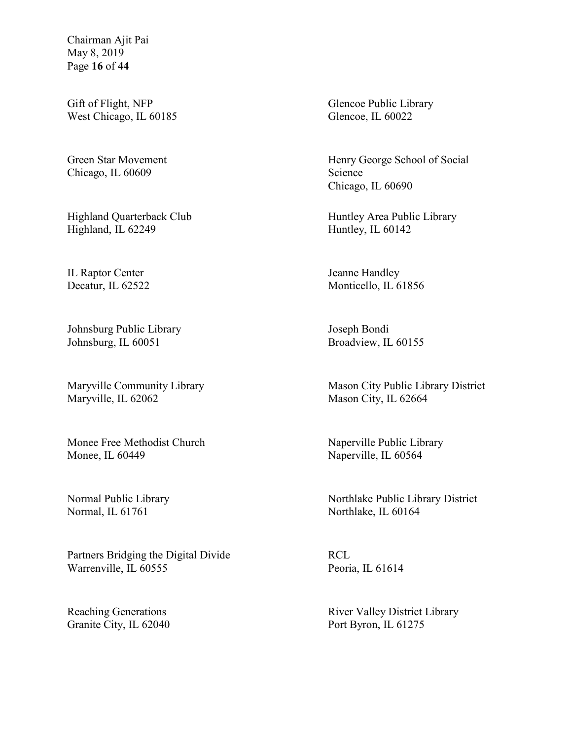Gift of Flight, NFP
West Chicago, IL 60185

Glencoe Public Library
Glencoe, IL 60022

Green Star Movement
Chicago, IL 60609

Henry George School of Social Science
Chicago, IL 60690

Highland Quarterback Club
Highland, IL 62249

Huntley Area Public Library
Huntley, IL 60142

IL Raptor Center
Decatur, IL 62522

Jeanne Handley
Monticello, IL 61856

Johnsburg Public Library
Johnsburg, IL 60051

Joseph Bondi
Broadview, IL 60155

Maryville Community Library
Maryville, IL 62062

Mason City Public Library District
Mason City, IL 62664

Monee Free Methodist Church
Monee, IL 60449

Naperville Public Library
Naperville, IL 60564

Normal Public Library
Normal, IL 61761

Northlake Public Library District
Northlake, IL 60164

Partners Bridging the Digital Divide
Warrenville, IL 60555

RCL
Peoria, IL 61614

Reaching Generations
Granite City, IL 62040

River Valley District Library
Port Byron, IL 61275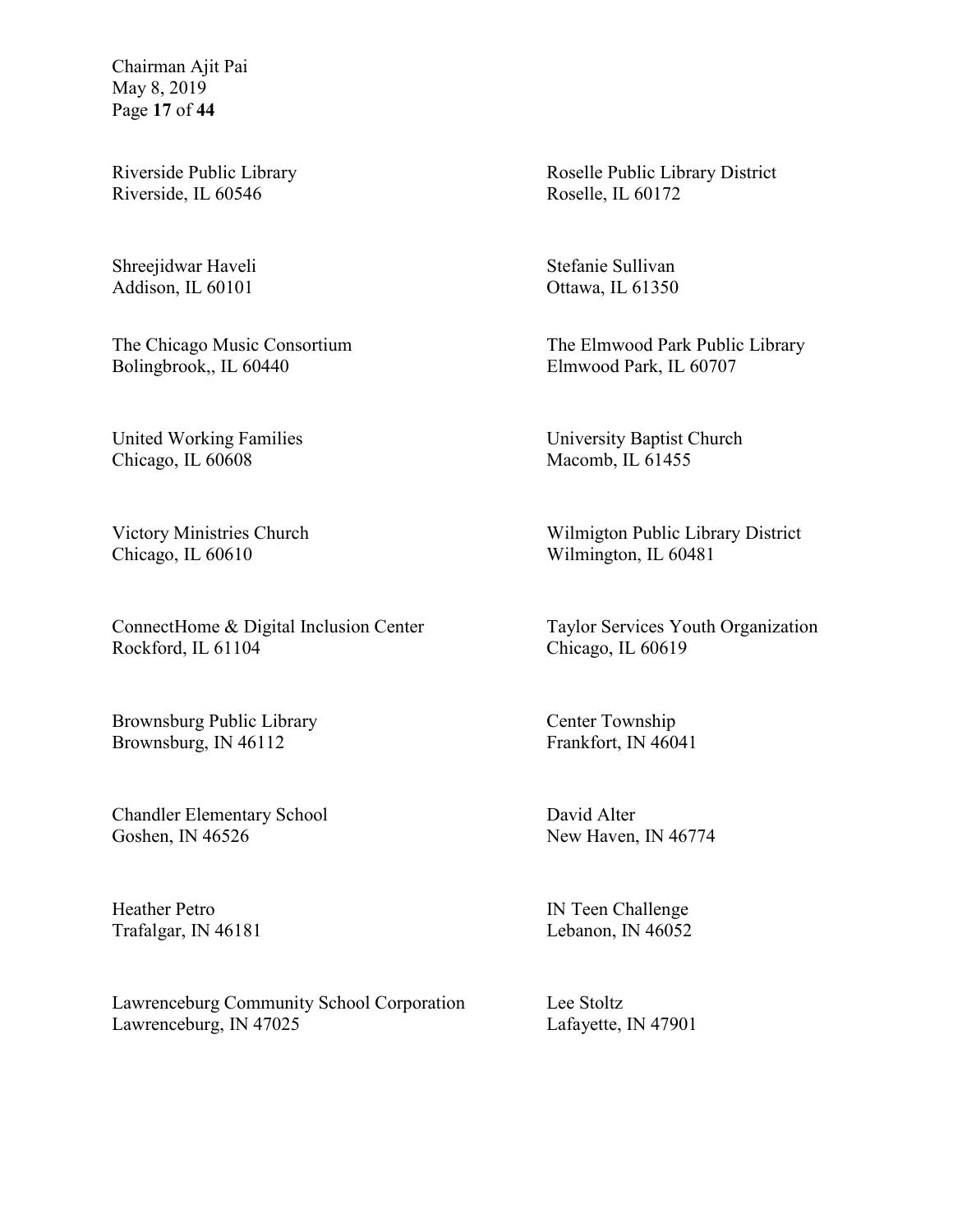Riverside Public Library
Riverside, IL 60546

Roselle Public Library District
Roselle, IL 60172

Shreejidwar Haveli
Addison, IL 60101

Stefanie Sullivan
Ottawa, IL 61350

The Chicago Music Consortium
Bolingbrook,, IL 60440

The Elmwood Park Public Library
Elmwood Park, IL 60707

United Working Families
Chicago, IL 60608

University Baptist Church
Macomb, IL 61455

Victory Ministries Church
Chicago, IL 60610

Wilmigton Public Library District
Wilmington, IL 60481

ConnectHome & Digital Inclusion Center
Rockford, IL 61104

Taylor Services Youth Organization
Chicago, IL 60619

Brownsburg Public Library
Brownsburg, IN 46112

Center Township
Frankfort, IN 46041

Chandler Elementary School
Goshen, IN 46526

David Alter
New Haven, IN 46774

Heather Petro
Trafalgar, IN 46181

IN Teen Challenge
Lebanon, IN 46052

Lawrenceburg Community School Corporation
Lawrenceburg, IN 47025

Lee Stoltz
Lafayette, IN 47901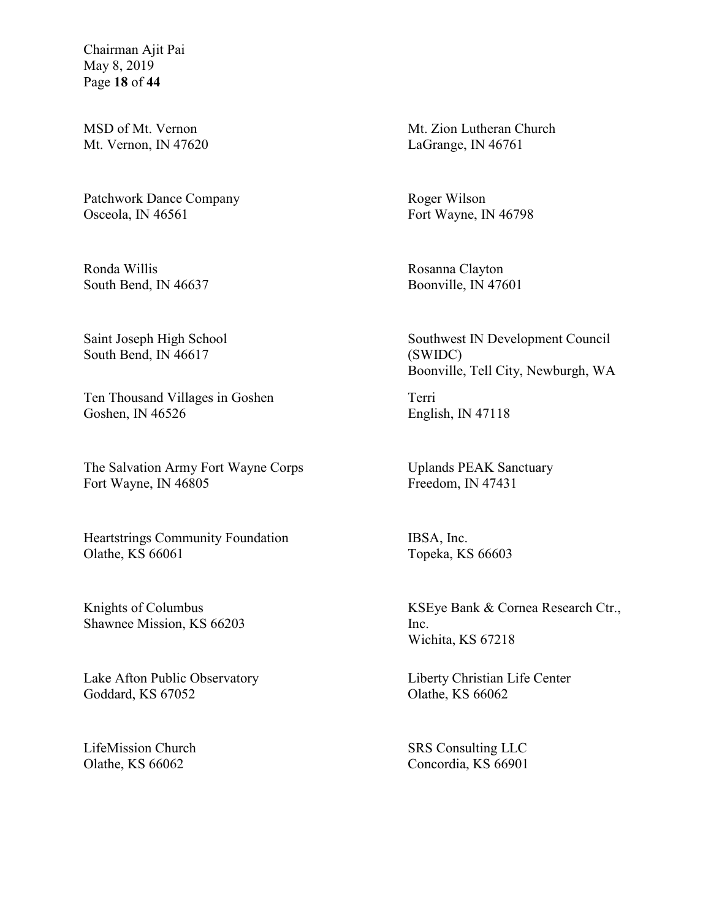MSD of Mt. Vernon
Mt. Vernon, IN 47620

Mt. Zion Lutheran Church
LaGrange, IN 46761

Patchwork Dance Company
Osceola, IN 46561

Roger Wilson
Fort Wayne, IN 46798

Ronda Willis
South Bend, IN 46637

Rosanna Clayton
Boonville, IN 47601

Saint Joseph High School
South Bend, IN 46617

Southwest IN Development Council (SWIDC)
Boonville, Tell City, Newburgh, WA

Ten Thousand Villages in Goshen
Goshen, IN 46526

Terri
English, IN 47118

The Salvation Army Fort Wayne Corps
Fort Wayne, IN 46805

Uplands PEAK Sanctuary
Freedom, IN 47431

Heartstrings Community Foundation
Olathe, KS 66061

IBSA, Inc.
Topeka, KS 66603

Knights of Columbus
Shawnee Mission, KS 66203

KSEye Bank & Cornea Research Ctr., Inc.
Wichita, KS 67218

Lake Afton Public Observatory
Goddard, KS 67052

Liberty Christian Life Center
Olathe, KS 66062

LifeMission Church
Olathe, KS 66062

SRS Consulting LLC
Concordia, KS 66901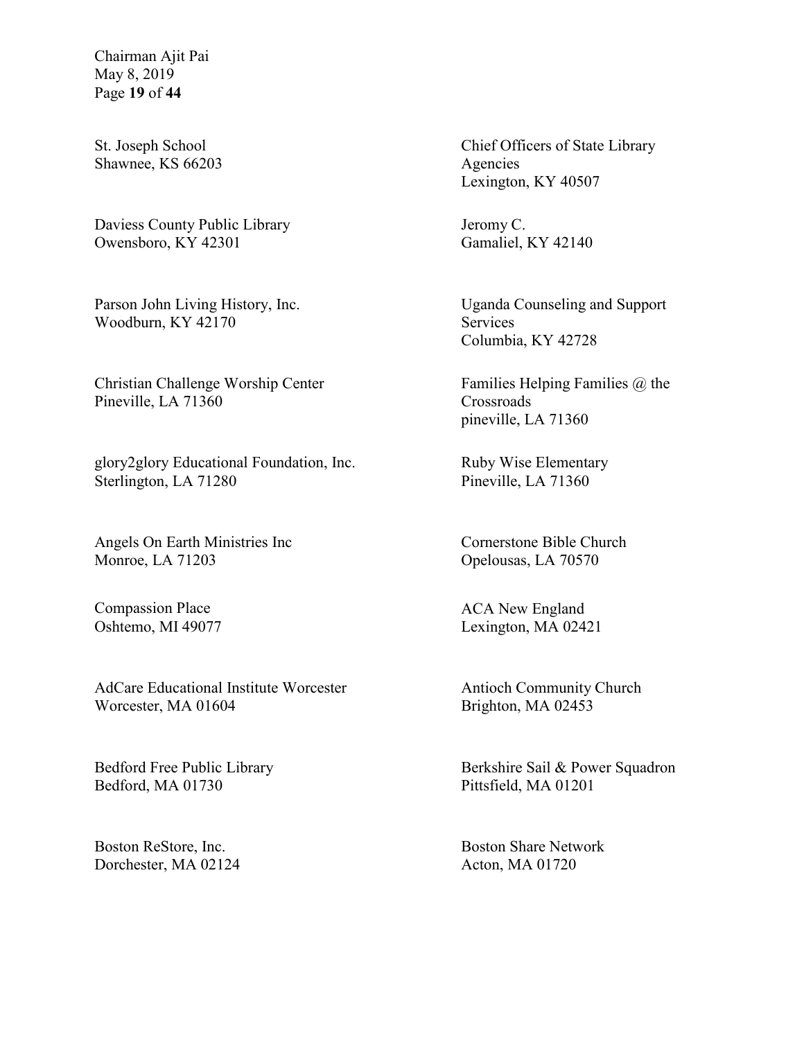St. Joseph School
Shawnee, KS 66203

Chief Officers of State Library Agencies
Lexington, KY 40507

Daviess County Public Library
Owensboro, KY 42301

Jeromy C.
Gamaliel, KY 42140

Parson John Living History, Inc.
Woodburn, KY 42170

Uganda Counseling and Support Services
Columbia, KY 42728

Christian Challenge Worship Center
Pineville, LA 71360

Families Helping Families @ the Crossroads
pineville, LA 71360

glory2glory Educational Foundation, Inc.
Sterlington, LA 71280

Ruby Wise Elementary
Pineville, LA 71360

Angels On Earth Ministries Inc
Monroe, LA 71203

Cornerstone Bible Church
Opelousas, LA 70570

Compassion Place
Oshtemo, MI 49077

ACA New England
Lexington, MA 02421

AdCare Educational Institute Worcester
Worcester, MA 01604

Antioch Community Church
Brighton, MA 02453

Bedford Free Public Library
Bedford, MA 01730

Berkshire Sail & Power Squadron
Pittsfield, MA 01201

Boston ReStore, Inc.
Dorchester, MA 02124

Boston Share Network
Acton, MA 01720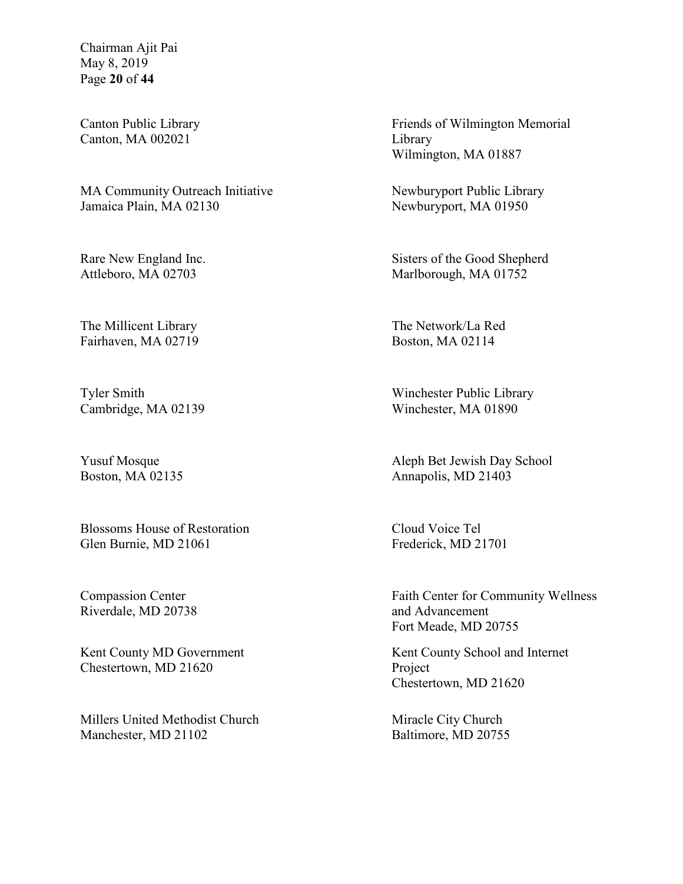Canton Public Library
Canton, MA 002021

Friends of Wilmington Memorial Library
Wilmington, MA 01887

MA Community Outreach Initiative
Jamaica Plain, MA 02130

Newburyport Public Library
Newburyport, MA 01950

Rare New England Inc.
Attleboro, MA 02703

Sisters of the Good Shepherd
Marlborough, MA 01752

The Millicent Library
Fairhaven, MA 02719

The Network/La Red
Boston, MA 02114

Tyler Smith
Cambridge, MA 02139

Winchester Public Library
Winchester, MA 01890

Yusuf Mosque
Boston, MA 02135

Aleph Bet Jewish Day School
Annapolis, MD 21403

Blossoms House of Restoration
Glen Burnie, MD 21061

Cloud Voice Tel
Frederick, MD 21701

Compassion Center
Riverdale, MD 20738

Faith Center for Community Wellness and Advancement
Fort Meade, MD 20755

Kent County MD Government
Chestertown, MD 21620

Kent County School and Internet Project
Chestertown, MD 21620

Millers United Methodist Church
Manchester, MD 21102

Miracle City Church
Baltimore, MD 20755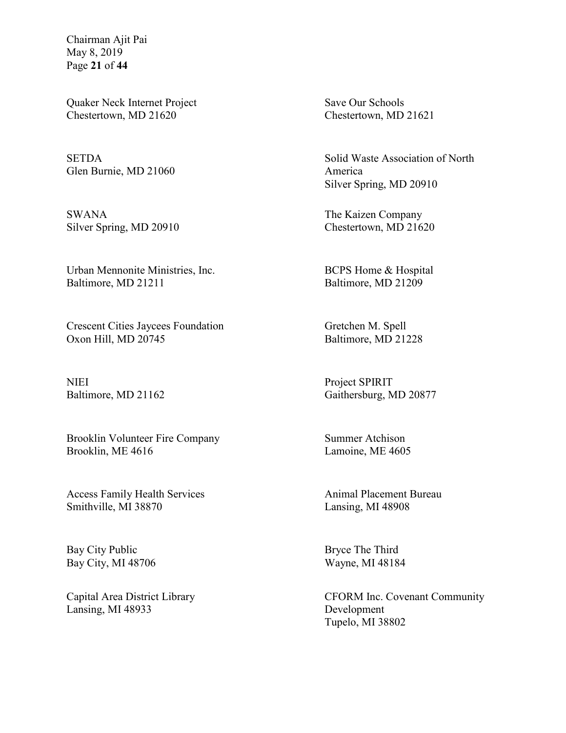Quaker Neck Internet Project
Chestertown, MD 21620

Save Our Schools
Chestertown, MD 21621

SETDA
Glen Burnie, MD 21060

Solid Waste Association of North America
Silver Spring, MD 20910

SWANA
Silver Spring, MD 20910

The Kaizen Company
Chestertown, MD 21620

Urban Mennonite Ministries, Inc.
Baltimore, MD 21211

BCPS Home & Hospital
Baltimore, MD 21209

Crescent Cities Jaycees Foundation
Oxon Hill, MD 20745

Gretchen M. Spell
Baltimore, MD 21228

NIEI
Baltimore, MD 21162

Project SPIRIT
Gaithersburg, MD 20877

Brooklin Volunteer Fire Company
Brooklin, ME 4616

Summer Atchison
Lamoine, ME 4605

Access Family Health Services
Smithville, MI 38870

Animal Placement Bureau
Lansing, MI 48908

Bay City Public
Bay City, MI 48706

Bryce The Third
Wayne, MI 48184

Capital Area District Library
Lansing, MI 48933

CFORM Inc. Covenant Community Development
Tupelo, MI 38802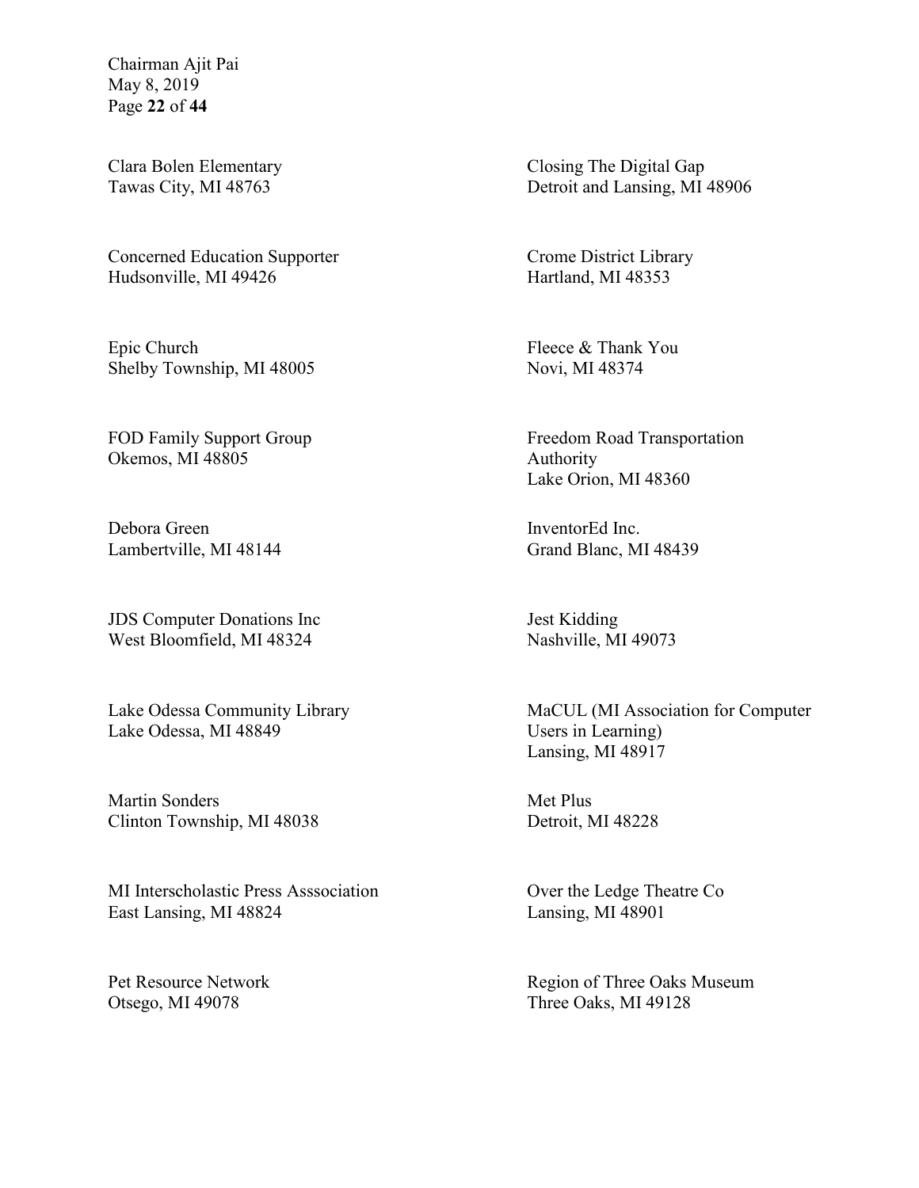Clara Bolen Elementary
Tawas City, MI 48763

Closing The Digital Gap
Detroit and Lansing, MI 48906

Concerned Education Supporter
Hudsonville, MI 49426

Crome District Library
Hartland, MI 48353

Epic Church
Shelby Township, MI 48005

Fleece & Thank You
Novi, MI 48374

FOD Family Support Group
Okemos, MI 48805

Freedom Road Transportation Authority
Lake Orion, MI 48360

Debora Green
Lambertville, MI 48144

InventorEd Inc.
Grand Blanc, MI 48439

JDS Computer Donations Inc
West Bloomfield, MI 48324

Jest Kidding
Nashville, MI 49073

Lake Odessa Community Library
Lake Odessa, MI 48849

MaCUL (MI Association for Computer Users in Learning)
Lansing, MI 48917

Martin Sonders
Clinton Township, MI 48038

Met Plus
Detroit, MI 48228

MI Interscholastic Press Asssociation
East Lansing, MI 48824

Over the Ledge Theatre Co
Lansing, MI 48901

Pet Resource Network
Otsego, MI 49078

Region of Three Oaks Museum
Three Oaks, MI 49128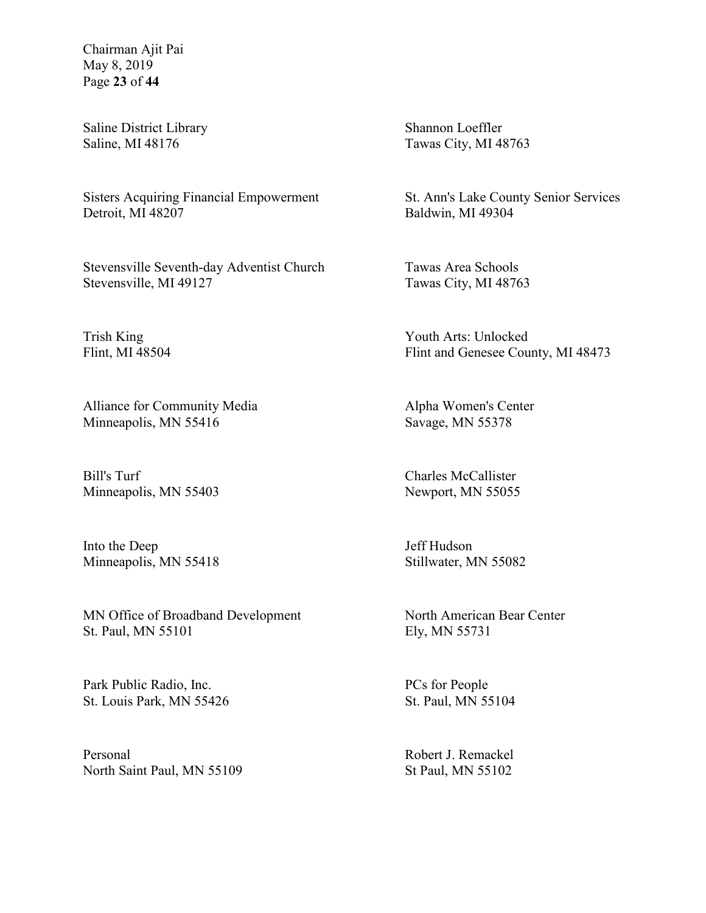Saline District Library
Saline, MI 48176

Shannon Loeffler
Tawas City, MI 48763

Sisters Acquiring Financial Empowerment
Detroit, MI 48207

St. Ann's Lake County Senior Services
Baldwin, MI 49304

Stevensville Seventh-day Adventist Church
Stevensville, MI 49127

Tawas Area Schools
Tawas City, MI 48763

Trish King
Flint, MI 48504

Youth Arts: Unlocked
Flint and Genesee County, MI 48473

Alliance for Community Media
Minneapolis, MN 55416

Alpha Women's Center
Savage, MN 55378

Bill's Turf
Minneapolis, MN 55403

Charles McCallister
Newport, MN 55055

Into the Deep
Minneapolis, MN 55418

Jeff Hudson
Stillwater, MN 55082

MN Office of Broadband Development
St. Paul, MN 55101

North American Bear Center
Ely, MN 55731

Park Public Radio, Inc.
St. Louis Park, MN 55426

PCs for People
St. Paul, MN 55104

Personal
North Saint Paul, MN 55109

Robert J. Remackel
St Paul, MN 55102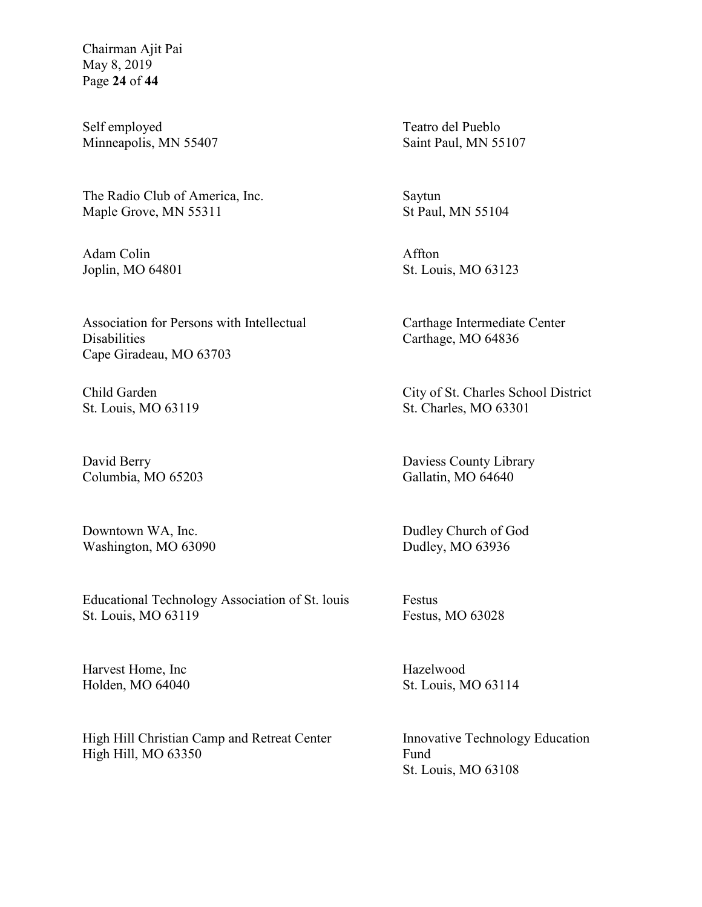Self employed
Minneapolis, MN 55407

Teatro del Pueblo
Saint Paul, MN 55107

The Radio Club of America, Inc.
Maple Grove, MN 55311

Saytun
St Paul, MN 55104

Adam Colin
Joplin, MO 64801

Affton
St. Louis, MO 63123

Association for Persons with Intellectual Disabilities
Cape Giradeau, MO 63703

Carthage Intermediate Center
Carthage, MO 64836

Child Garden
St. Louis, MO 63119

City of St. Charles School District
St. Charles, MO 63301

David Berry
Columbia, MO 65203

Daviess County Library
Gallatin, MO 64640

Downtown WA, Inc.
Washington, MO 63090

Dudley Church of God
Dudley, MO 63936

Educational Technology Association of St. louis
St. Louis, MO 63119

Festus
Festus, MO 63028

Harvest Home, Inc
Holden, MO 64040

Hazelwood
St. Louis, MO 63114

High Hill Christian Camp and Retreat Center
High Hill, MO 63350

Innovative Technology Education Fund
St. Louis, MO 63108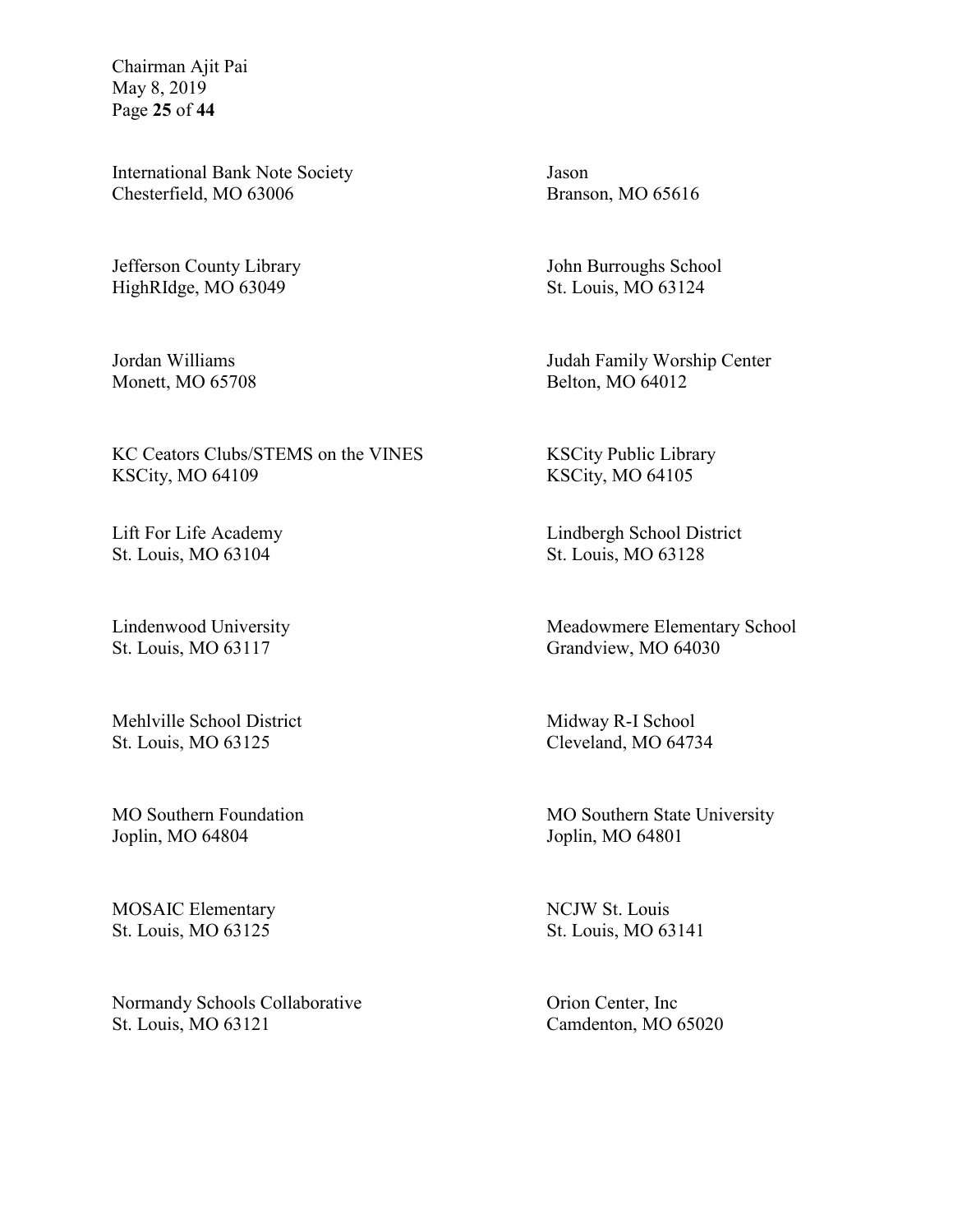International Bank Note Society
Chesterfield, MO 63006

Jason
Branson, MO 65616

Jefferson County Library
HighRIdge, MO 63049

John Burroughs School
St. Louis, MO 63124

Jordan Williams
Monett, MO 65708

Judah Family Worship Center
Belton, MO 64012

KC Ceators Clubs/STEMS on the VINES
KSCity, MO 64109

KSCity Public Library
KSCity, MO 64105

Lift For Life Academy
St. Louis, MO 63104

Lindbergh School District
St. Louis, MO 63128

Lindenwood University
St. Louis, MO 63117

Meadowmere Elementary School
Grandview, MO 64030

Mehlville School District
St. Louis, MO 63125

Midway R-I School
Cleveland, MO 64734

MO Southern Foundation
Joplin, MO 64804

MO Southern State University
Joplin, MO 64801

MOSAIC Elementary
St. Louis, MO 63125

NCJW St. Louis
St. Louis, MO 63141

Normandy Schools Collaborative
St. Louis, MO 63121

Orion Center, Inc
Camdenton, MO 65020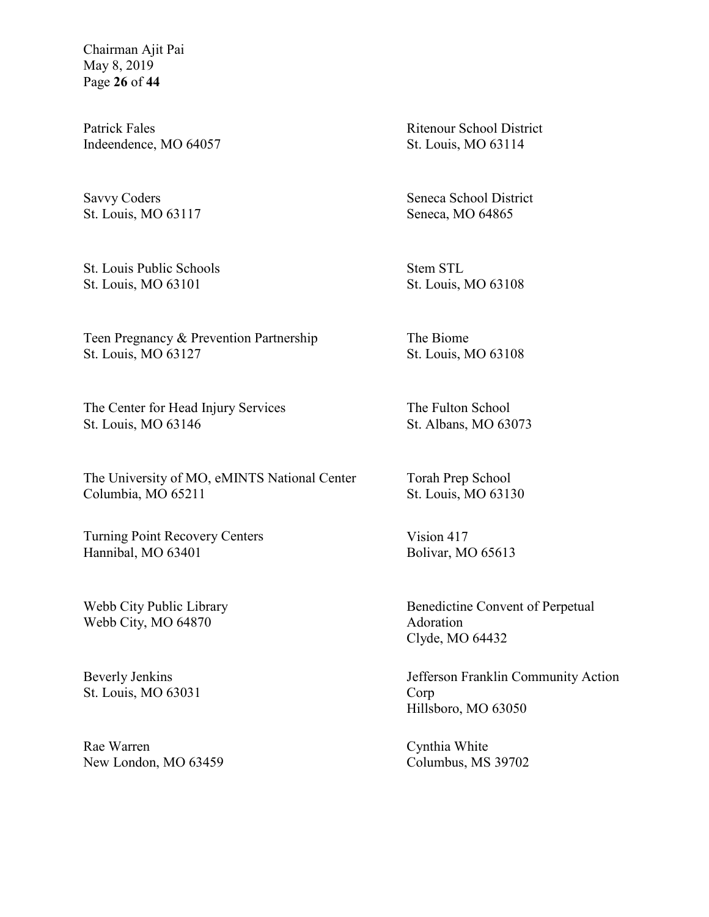Patrick Fales
Indeendence, MO 64057

Ritenour School District
St. Louis, MO 63114

Savvy Coders
St. Louis, MO 63117

Seneca School District
Seneca, MO 64865

St. Louis Public Schools
St. Louis, MO 63101

Stem STL
St. Louis, MO 63108

Teen Pregnancy & Prevention Partnership
St. Louis, MO 63127

The Biome
St. Louis, MO 63108

The Center for Head Injury Services
St. Louis, MO 63146

The Fulton School
St. Albans, MO 63073

The University of MO, eMINTS National Center
Columbia, MO 65211

Torah Prep School
St. Louis, MO 63130

Turning Point Recovery Centers
Hannibal, MO 63401

Vision 417
Bolivar, MO 65613

Webb City Public Library
Webb City, MO 64870

Benedictine Convent of Perpetual Adoration
Clyde, MO 64432

Beverly Jenkins
St. Louis, MO 63031

Jefferson Franklin Community Action Corp
Hillsboro, MO 63050

Rae Warren
New London, MO 63459

Cynthia White
Columbus, MS 39702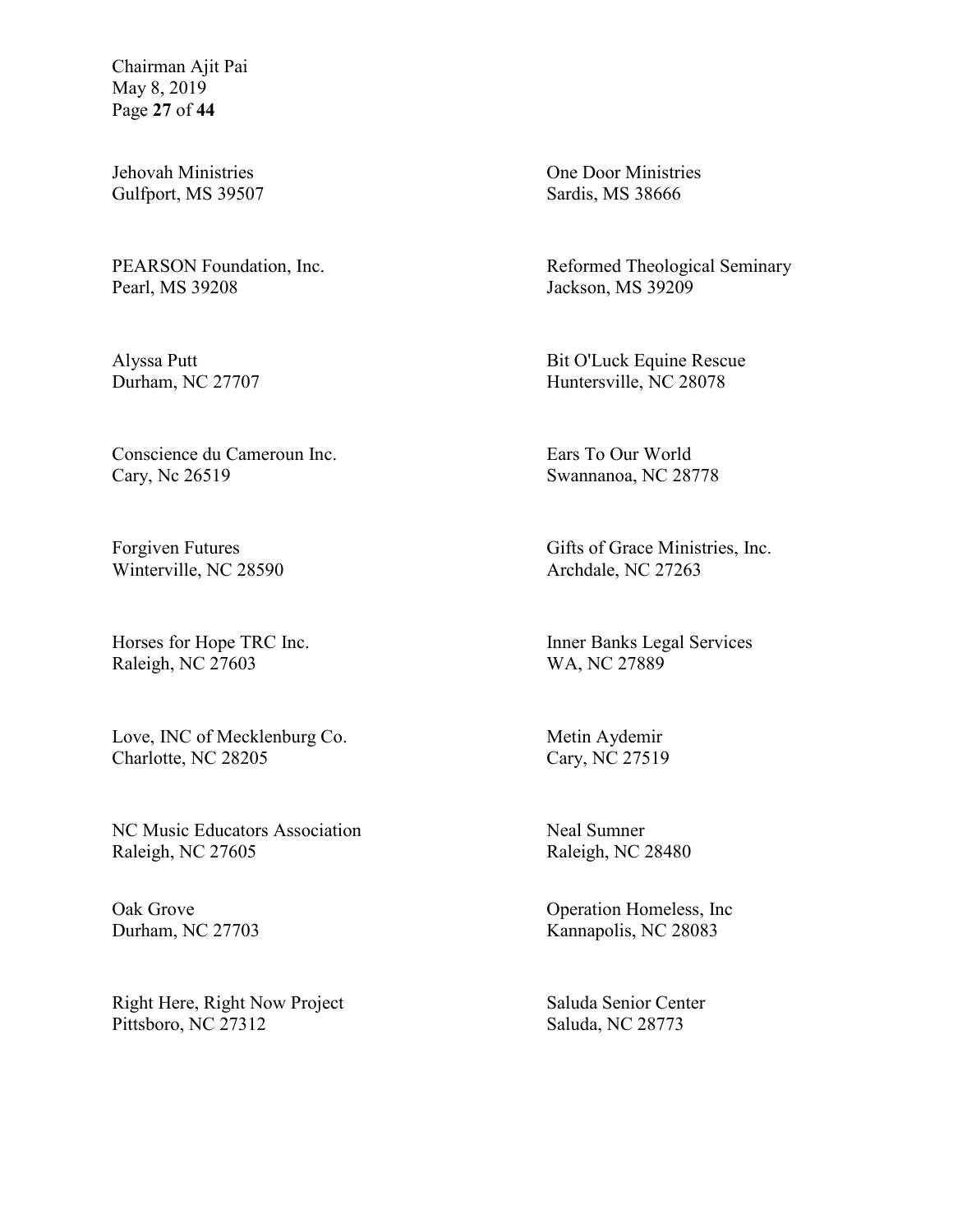Jehovah Ministries
Gulfport, MS 39507

One Door Ministries
Sardis, MS 38666

PEARSON Foundation, Inc.
Pearl, MS 39208

Reformed Theological Seminary
Jackson, MS 39209

Alyssa Putt
Durham, NC 27707

Bit O'Luck Equine Rescue
Huntersville, NC 28078

Conscience du Cameroun Inc.
Cary, Nc 26519

Ears To Our World
Swannanoa, NC 28778

Forgiven Futures
Winterville, NC 28590

Gifts of Grace Ministries, Inc.
Archdale, NC 27263

Horses for Hope TRC Inc.
Raleigh, NC 27603

Inner Banks Legal Services
WA, NC 27889

Love, INC of Mecklenburg Co.
Charlotte, NC 28205

Metin Aydemir
Cary, NC 27519

NC Music Educators Association
Raleigh, NC 27605

Neal Sumner
Raleigh, NC 28480

Oak Grove
Durham, NC 27703

Operation Homeless, Inc
Kannapolis, NC 28083

Right Here, Right Now Project
Pittsboro, NC 27312

Saluda Senior Center
Saluda, NC 28773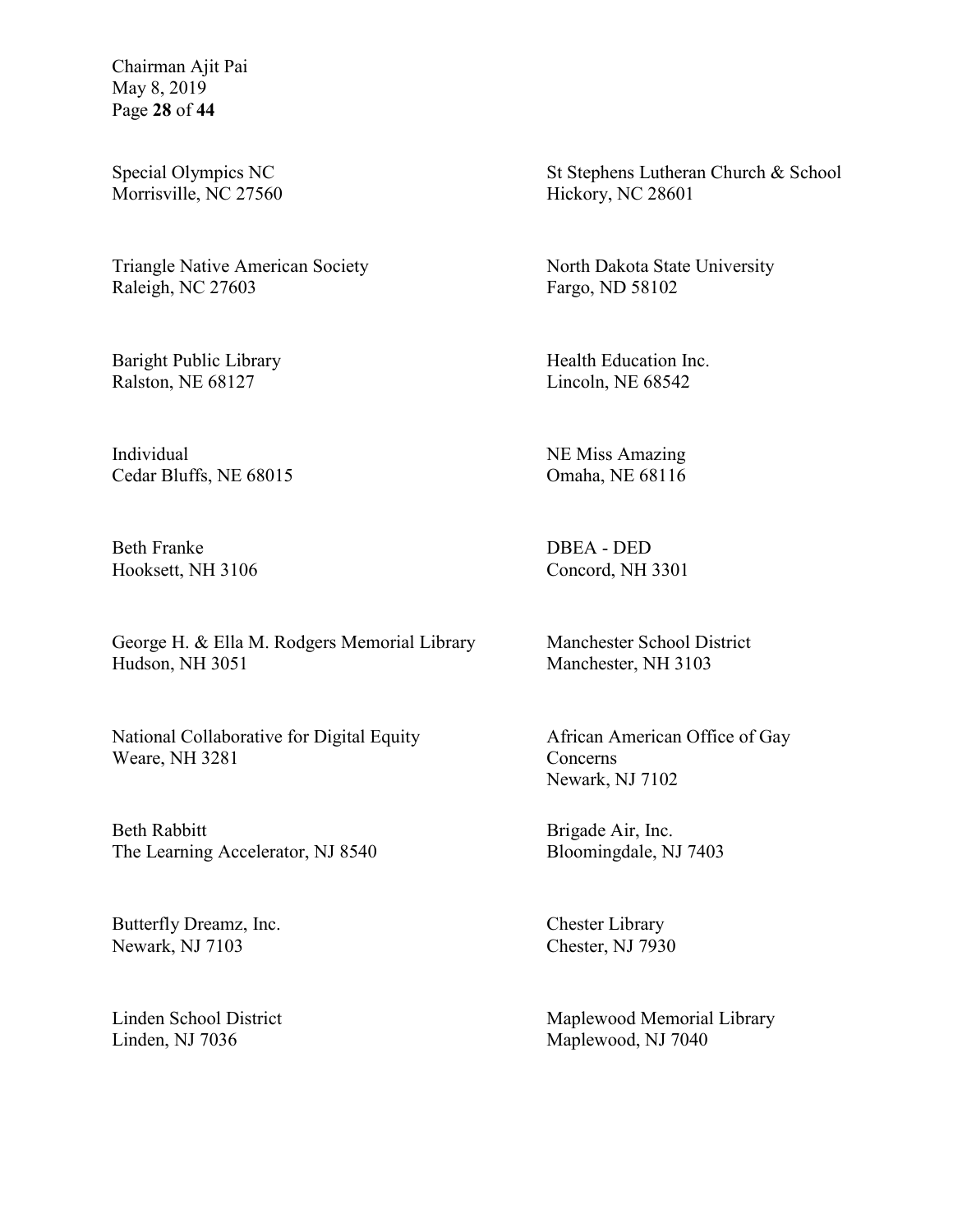Special Olympics NC
Morrisville, NC 27560

St Stephens Lutheran Church & School
Hickory, NC 28601

Triangle Native American Society
Raleigh, NC 27603

North Dakota State University
Fargo, ND 58102

Baright Public Library
Ralston, NE 68127

Health Education Inc.
Lincoln, NE 68542

Individual
Cedar Bluffs, NE 68015

NE Miss Amazing
Omaha, NE 68116

Beth Franke
Hooksett, NH 3106

DBEA - DED
Concord, NH 3301

George H. & Ella M. Rodgers Memorial Library
Hudson, NH 3051

Manchester School District
Manchester, NH 3103

National Collaborative for Digital Equity
Weare, NH 3281

African American Office of Gay Concerns
Newark, NJ 7102

Beth Rabbitt
The Learning Accelerator, NJ 8540

Brigade Air, Inc.
Bloomingdale, NJ 7403

Butterfly Dreamz, Inc.
Newark, NJ 7103

Chester Library
Chester, NJ 7930

Linden School District
Linden, NJ 7036

Maplewood Memorial Library
Maplewood, NJ 7040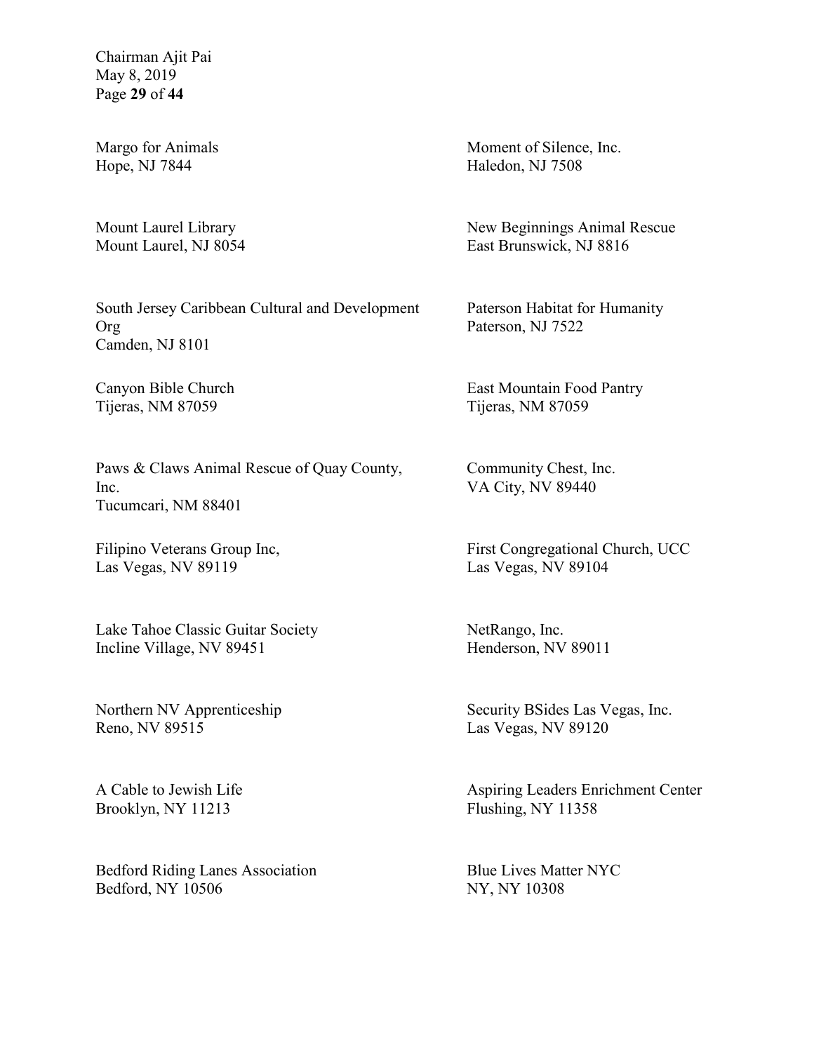Margo for Animals
Hope, NJ 7844

Moment of Silence, Inc.
Haledon, NJ 7508

Mount Laurel Library
Mount Laurel, NJ 8054

New Beginnings Animal Rescue
East Brunswick, NJ 8816

South Jersey Caribbean Cultural and Development Org
Camden, NJ 8101

Paterson Habitat for Humanity
Paterson, NJ 7522

Canyon Bible Church
Tijeras, NM 87059

East Mountain Food Pantry
Tijeras, NM 87059

Paws & Claws Animal Rescue of Quay County, Inc.
Tucumcari, NM 88401

Community Chest, Inc.
VA City, NV 89440

Filipino Veterans Group Inc,
Las Vegas, NV 89119

First Congregational Church, UCC
Las Vegas, NV 89104

Lake Tahoe Classic Guitar Society
Incline Village, NV 89451

NetRango, Inc.
Henderson, NV 89011

Northern NV Apprenticeship
Reno, NV 89515

Security BSides Las Vegas, Inc.
Las Vegas, NV 89120

A Cable to Jewish Life
Brooklyn, NY 11213

Aspiring Leaders Enrichment Center
Flushing, NY 11358

Bedford Riding Lanes Association
Bedford, NY 10506

Blue Lives Matter NYC
NY, NY 10308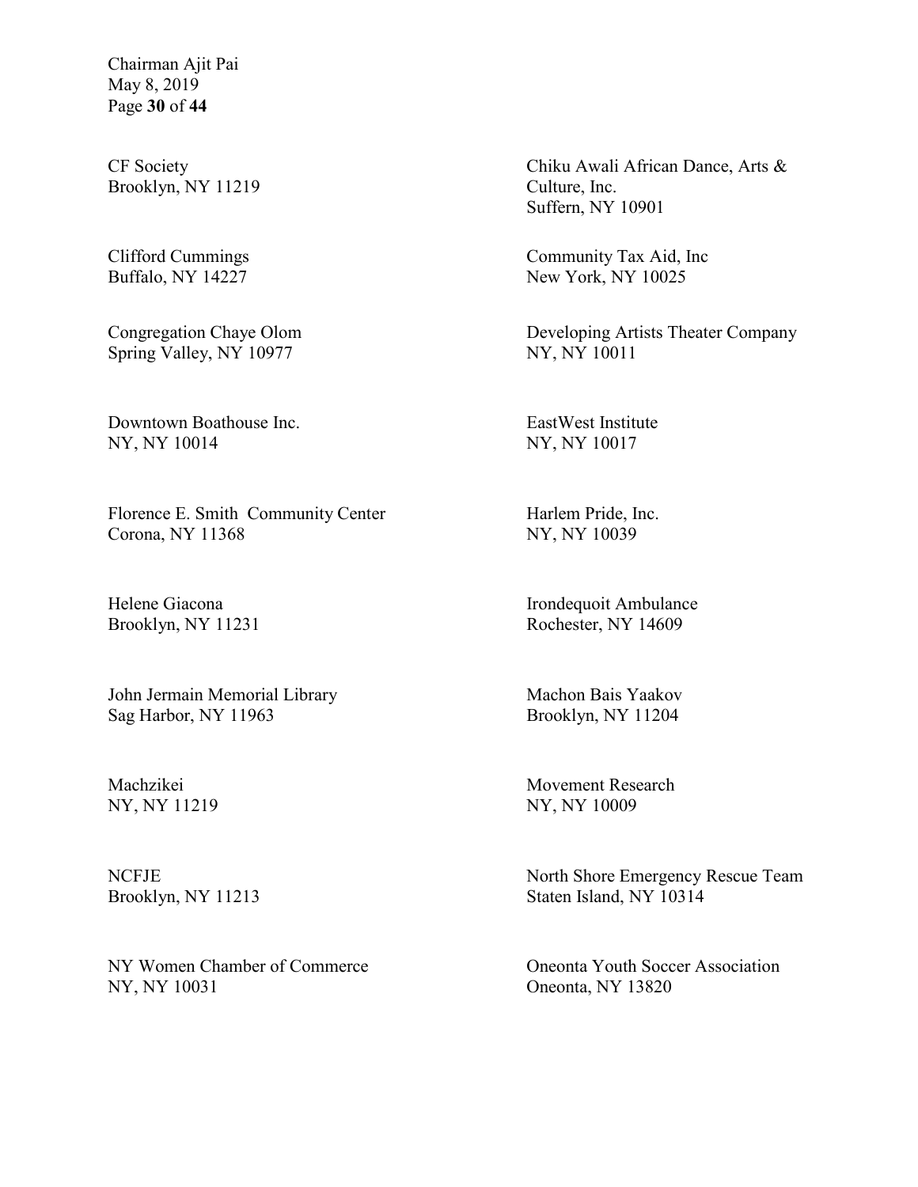CF Society
Brooklyn, NY 11219

Chiku Awali African Dance, Arts & Culture, Inc.
Suffern, NY 10901

Clifford Cummings
Buffalo, NY 14227

Community Tax Aid, Inc
New York, NY 10025

Congregation Chaye Olom
Spring Valley, NY 10977

Developing Artists Theater Company
NY, NY 10011

Downtown Boathouse Inc.
NY, NY 10014

EastWest Institute
NY, NY 10017

Florence E. Smith Community Center
Corona, NY 11368

Harlem Pride, Inc.
NY, NY 10039

Helene Giacona
Brooklyn, NY 11231

Irondequoit Ambulance
Rochester, NY 14609

John Jermain Memorial Library
Sag Harbor, NY 11963

Machon Bais Yaakov
Brooklyn, NY 11204

Machzikei
NY, NY 11219

Movement Research
NY, NY 10009

NCFJE
Brooklyn, NY 11213

North Shore Emergency Rescue Team
Staten Island, NY 10314

NY Women Chamber of Commerce
NY, NY 10031

Oneonta Youth Soccer Association
Oneonta, NY 13820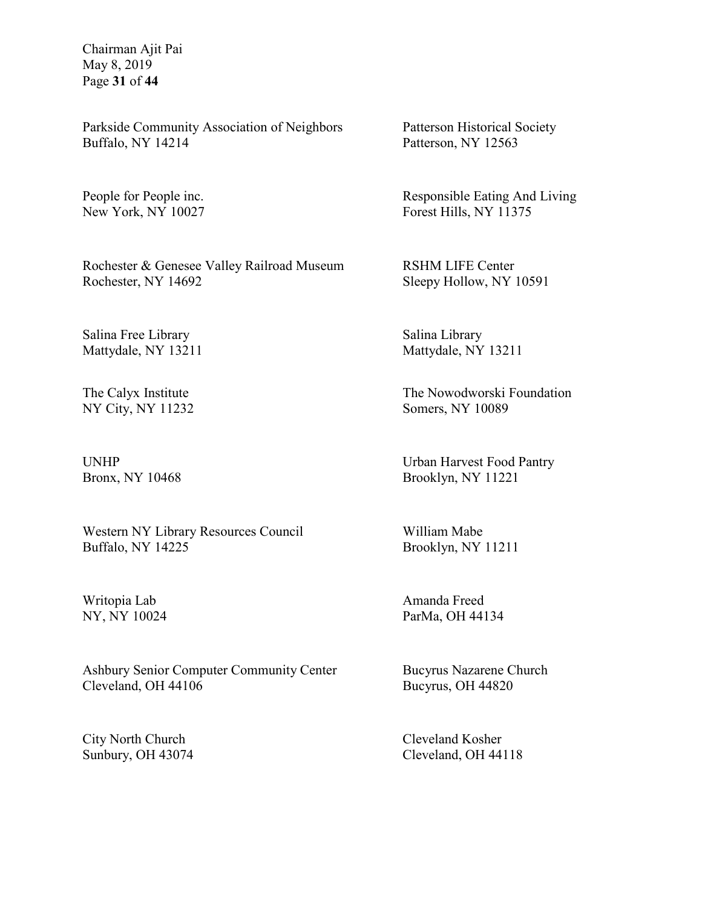Parkside Community Association of Neighbors
Buffalo, NY 14214

Patterson Historical Society
Patterson, NY 12563

People for People inc.
New York, NY 10027

Responsible Eating And Living
Forest Hills, NY 11375

Rochester & Genesee Valley Railroad Museum
Rochester, NY 14692

RSHM LIFE Center
Sleepy Hollow, NY 10591

Salina Free Library
Mattydale, NY 13211

Salina Library
Mattydale, NY 13211

The Calyx Institute
NY City, NY 11232

The Nowodworski Foundation
Somers, NY 10089

UNHP
Bronx, NY 10468

Urban Harvest Food Pantry
Brooklyn, NY 11221

Western NY Library Resources Council
Buffalo, NY 14225

William Mabe
Brooklyn, NY 11211

Writopia Lab
NY, NY 10024

Amanda Freed
ParMa, OH 44134

Ashbury Senior Computer Community Center
Cleveland, OH 44106

Bucyrus Nazarene Church
Bucyrus, OH 44820

City North Church
Sunbury, OH 43074

Cleveland Kosher
Cleveland, OH 44118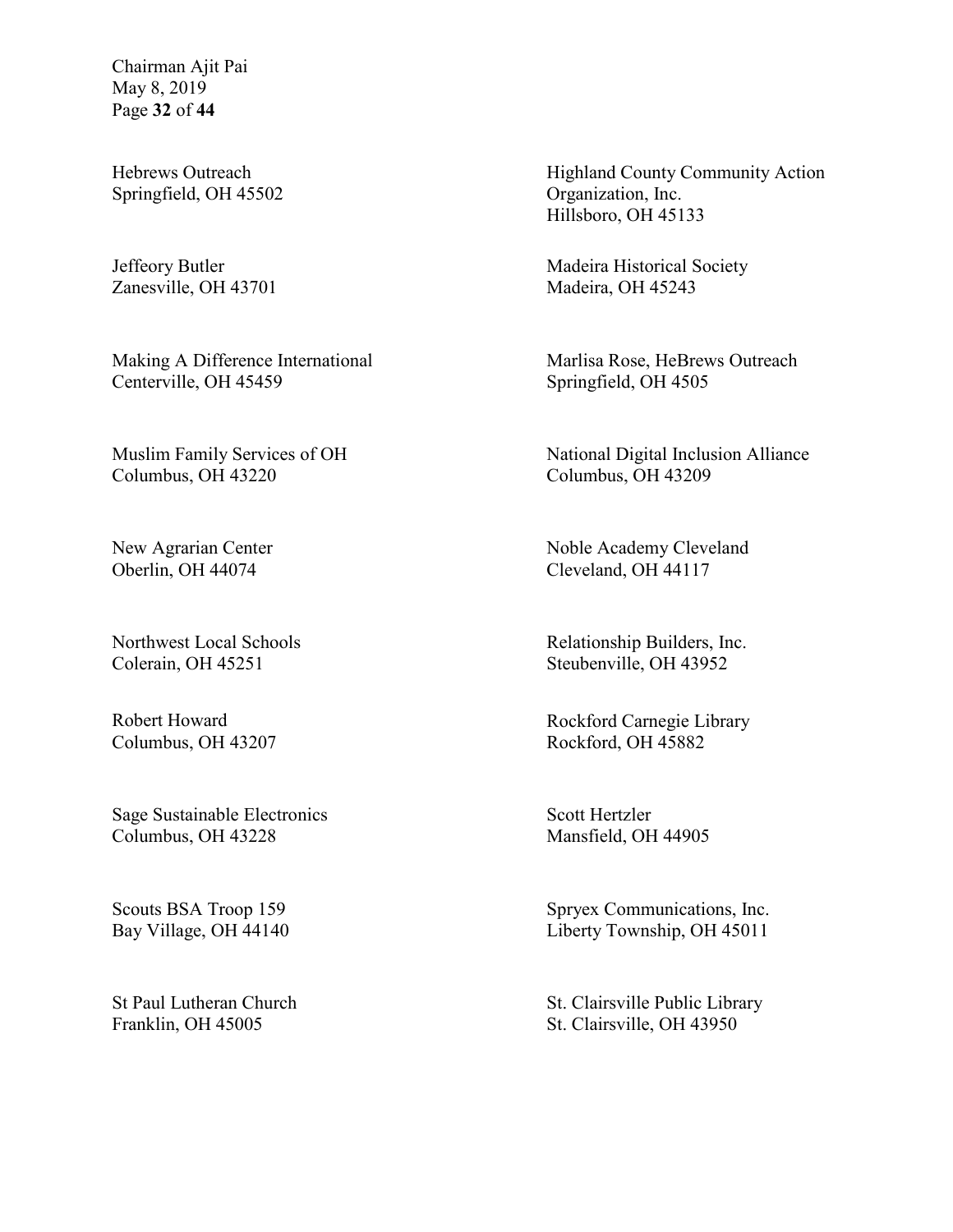Hebrews Outreach
Springfield, OH 45502

Highland County Community Action Organization, Inc.
Hillsboro, OH 45133

Jeffeory Butler
Zanesville, OH 43701

Madeira Historical Society
Madeira, OH 45243

Making A Difference International
Centerville, OH 45459

Marlisa Rose, HeBrews Outreach
Springfield, OH 4505

Muslim Family Services of OH
Columbus, OH 43220

National Digital Inclusion Alliance
Columbus, OH 43209

New Agrarian Center
Oberlin, OH 44074

Noble Academy Cleveland
Cleveland, OH 44117

Northwest Local Schools
Colerain, OH 45251

Relationship Builders, Inc.
Steubenville, OH 43952

Robert Howard
Columbus, OH 43207

Rockford Carnegie Library
Rockford, OH 45882

Sage Sustainable Electronics
Columbus, OH 43228

Scott Hertzler
Mansfield, OH 44905

Scouts BSA Troop 159
Bay Village, OH 44140

Spryex Communications, Inc.
Liberty Township, OH 45011

St Paul Lutheran Church
Franklin, OH 45005

St. Clairsville Public Library
St. Clairsville, OH 43950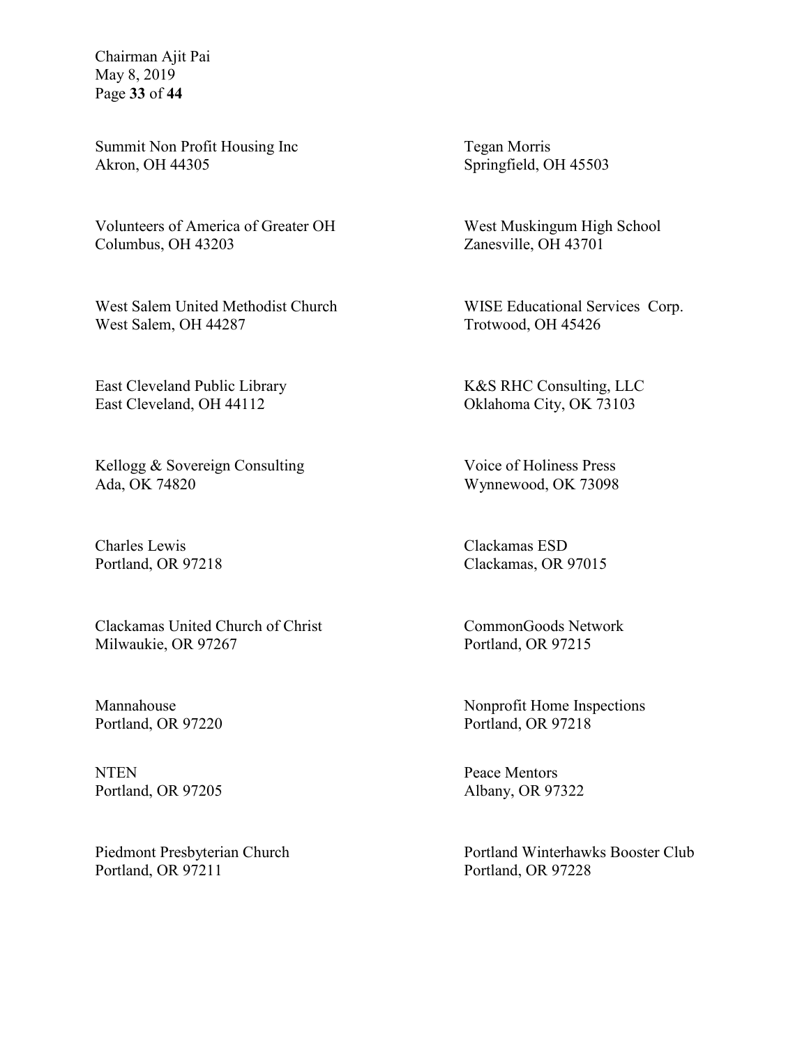Summit Non Profit Housing Inc
Akron, OH 44305

Tegan Morris
Springfield, OH 45503

Volunteers of America of Greater OH
Columbus, OH 43203

West Muskingum High School
Zanesville, OH 43701

West Salem United Methodist Church
West Salem, OH 44287

WISE Educational Services Corp.
Trotwood, OH 45426

East Cleveland Public Library
East Cleveland, OH 44112

K&S RHC Consulting, LLC
Oklahoma City, OK 73103

Kellogg & Sovereign Consulting
Ada, OK 74820

Voice of Holiness Press
Wynnewood, OK 73098

Charles Lewis
Portland, OR 97218

Clackamas ESD
Clackamas, OR 97015

Clackamas United Church of Christ
Milwaukie, OR 97267

CommonGoods Network
Portland, OR 97215

Mannahouse
Portland, OR 97220

Nonprofit Home Inspections
Portland, OR 97218

NTEN
Portland, OR 97205

Peace Mentors
Albany, OR 97322

Piedmont Presbyterian Church
Portland, OR 97211

Portland Winterhawks Booster Club
Portland, OR 97228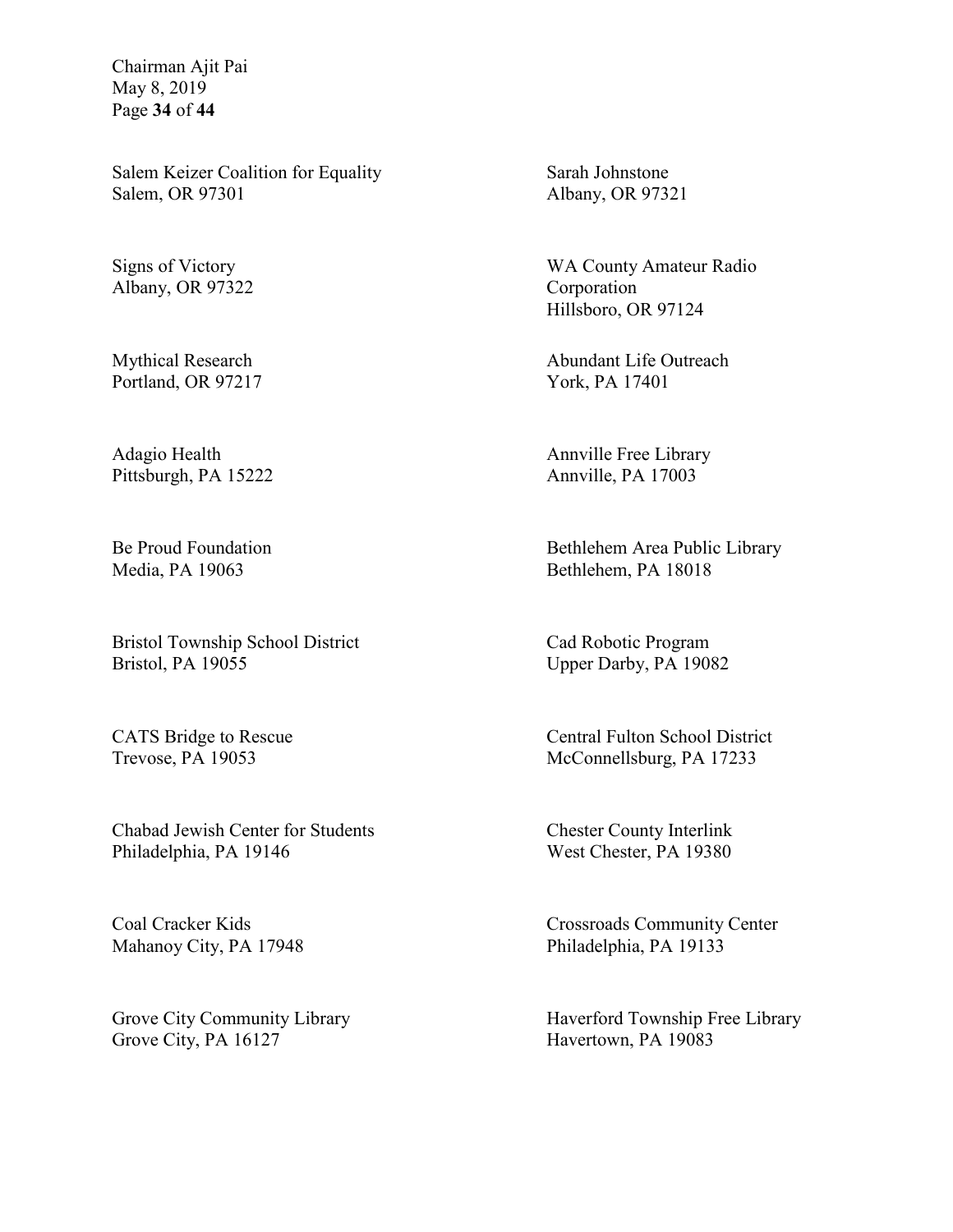Salem Keizer Coalition for Equality
Salem, OR 97301

Sarah Johnstone
Albany, OR 97321

Signs of Victory
Albany, OR 97322

WA County Amateur Radio Corporation
Hillsboro, OR 97124

Mythical Research
Portland, OR 97217

Abundant Life Outreach
York, PA 17401

Adagio Health
Pittsburgh, PA 15222

Annville Free Library
Annville, PA 17003

Be Proud Foundation
Media, PA 19063

Bethlehem Area Public Library
Bethlehem, PA 18018

Bristol Township School District
Bristol, PA 19055

Cad Robotic Program
Upper Darby, PA 19082

CATS Bridge to Rescue
Trevose, PA 19053

Central Fulton School District
McConnellsburg, PA 17233

Chabad Jewish Center for Students
Philadelphia, PA 19146

Chester County Interlink
West Chester, PA 19380

Coal Cracker Kids
Mahanoy City, PA 17948

Crossroads Community Center
Philadelphia, PA 19133

Grove City Community Library
Grove City, PA 16127

Haverford Township Free Library
Havertown, PA 19083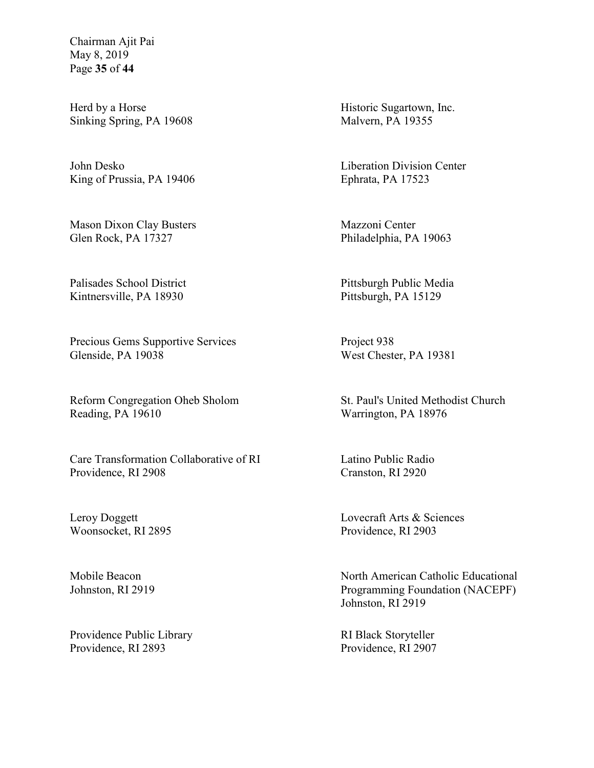Herd by a Horse
Sinking Spring, PA 19608

Historic Sugartown, Inc.
Malvern, PA 19355

John Desko
King of Prussia, PA 19406

Liberation Division Center
Ephrata, PA 17523

Mason Dixon Clay Busters
Glen Rock, PA 17327

Mazzoni Center
Philadelphia, PA 19063

Palisades School District
Kintnersville, PA 18930

Pittsburgh Public Media
Pittsburgh, PA 15129

Precious Gems Supportive Services
Glenside, PA 19038

Project 938
West Chester, PA 19381

Reform Congregation Oheb Sholom
Reading, PA 19610

St. Paul's United Methodist Church
Warrington, PA 18976

Care Transformation Collaborative of RI
Providence, RI 2908

Latino Public Radio
Cranston, RI 2920

Leroy Doggett
Woonsocket, RI 2895

Lovecraft Arts & Sciences
Providence, RI 2903

Mobile Beacon
Johnston, RI 2919

North American Catholic Educational Programming Foundation (NACEPF)
Johnston, RI 2919

Providence Public Library
Providence, RI 2893

RI Black Storyteller
Providence, RI 2907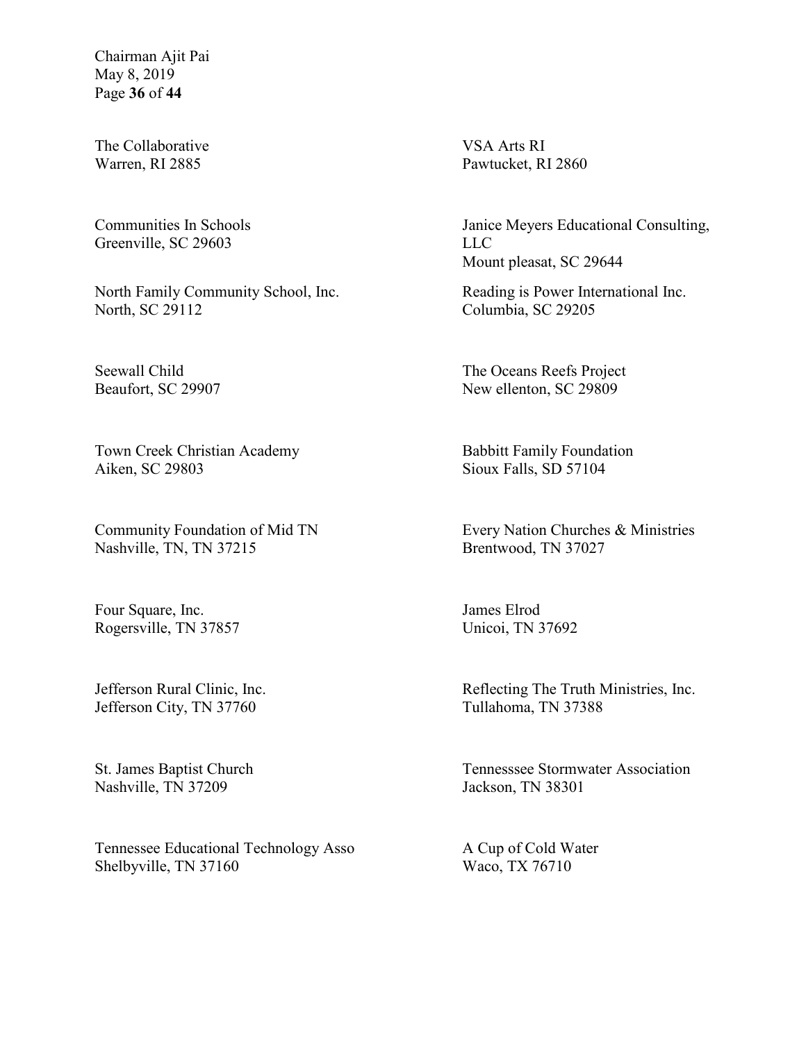The Collaborative
Warren, RI 2885

VSA Arts RI
Pawtucket, RI 2860

Communities In Schools
Greenville, SC 29603

Janice Meyers Educational Consulting, LLC
Mount pleasat, SC 29644

North Family Community School, Inc.
North, SC 29112

Reading is Power International Inc.
Columbia, SC 29205

Seewall Child
Beaufort, SC 29907

The Oceans Reefs Project
New ellenton, SC 29809

Town Creek Christian Academy
Aiken, SC 29803

Babbitt Family Foundation
Sioux Falls, SD 57104

Community Foundation of Mid TN
Nashville, TN, TN 37215

Every Nation Churches & Ministries
Brentwood, TN 37027

Four Square, Inc.
Rogersville, TN 37857

James Elrod
Unicoi, TN 37692

Jefferson Rural Clinic, Inc.
Jefferson City, TN 37760

Reflecting The Truth Ministries, Inc.
Tullahoma, TN 37388

St. James Baptist Church
Nashville, TN 37209

Tennesssee Stormwater Association
Jackson, TN 38301

Tennessee Educational Technology Asso
Shelbyville, TN 37160

A Cup of Cold Water
Waco, TX 76710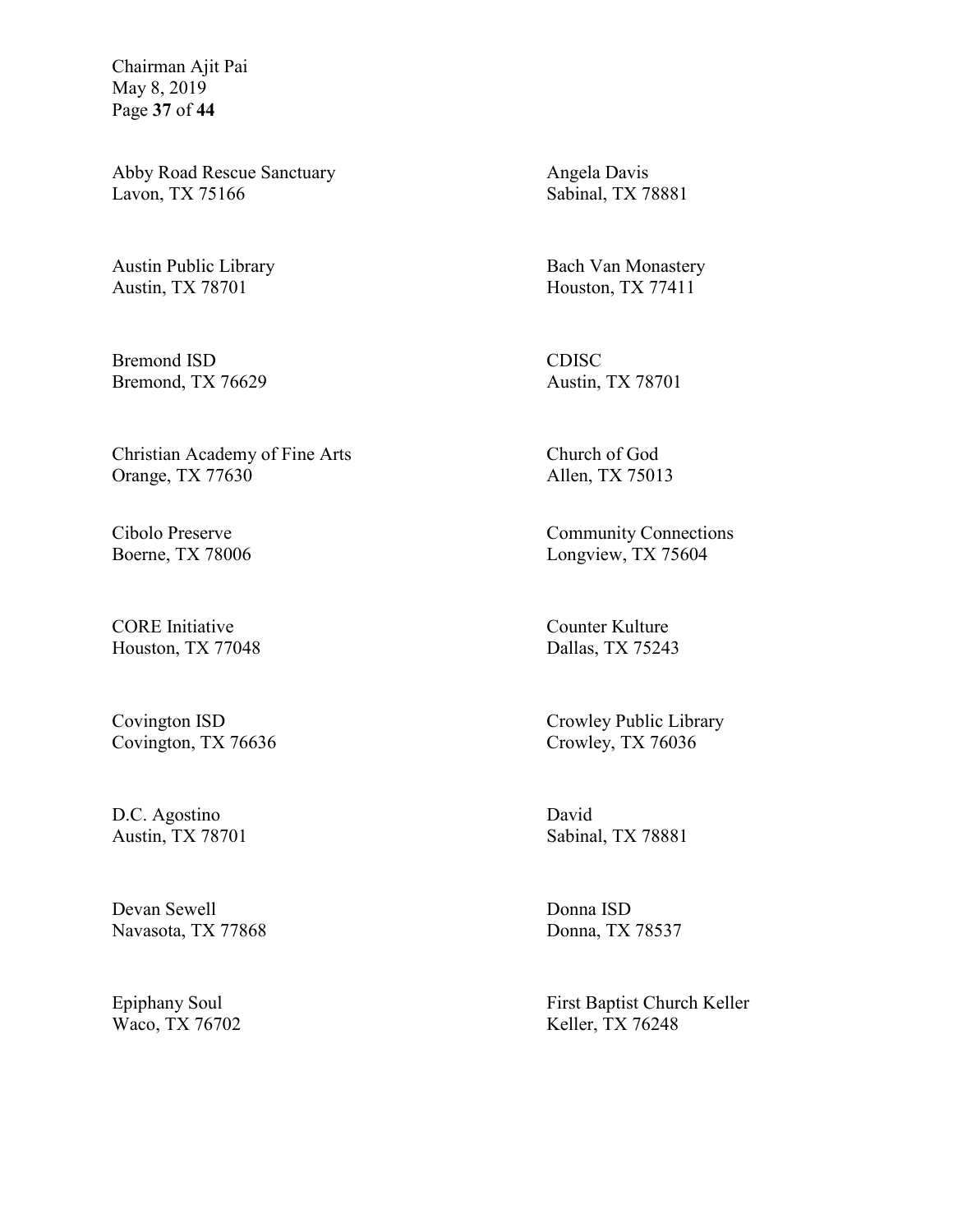Abby Road Rescue Sanctuary
Lavon, TX 75166

Angela Davis
Sabinal, TX 78881

Austin Public Library
Austin, TX 78701

Bach Van Monastery
Houston, TX 77411

Bremond ISD
Bremond, TX 76629

CDISC
Austin, TX 78701

Christian Academy of Fine Arts
Orange, TX 77630

Church of God
Allen, TX 75013

Cibolo Preserve
Boerne, TX 78006

Community Connections
Longview, TX 75604

CORE Initiative
Houston, TX 77048

Counter Kulture
Dallas, TX 75243

Covington ISD
Covington, TX 76636

Crowley Public Library
Crowley, TX 76036

D.C. Agostino
Austin, TX 78701

David
Sabinal, TX 78881

Devan Sewell
Navasota, TX 77868

Donna ISD
Donna, TX 78537

Epiphany Soul
Waco, TX 76702

First Baptist Church Keller
Keller, TX 76248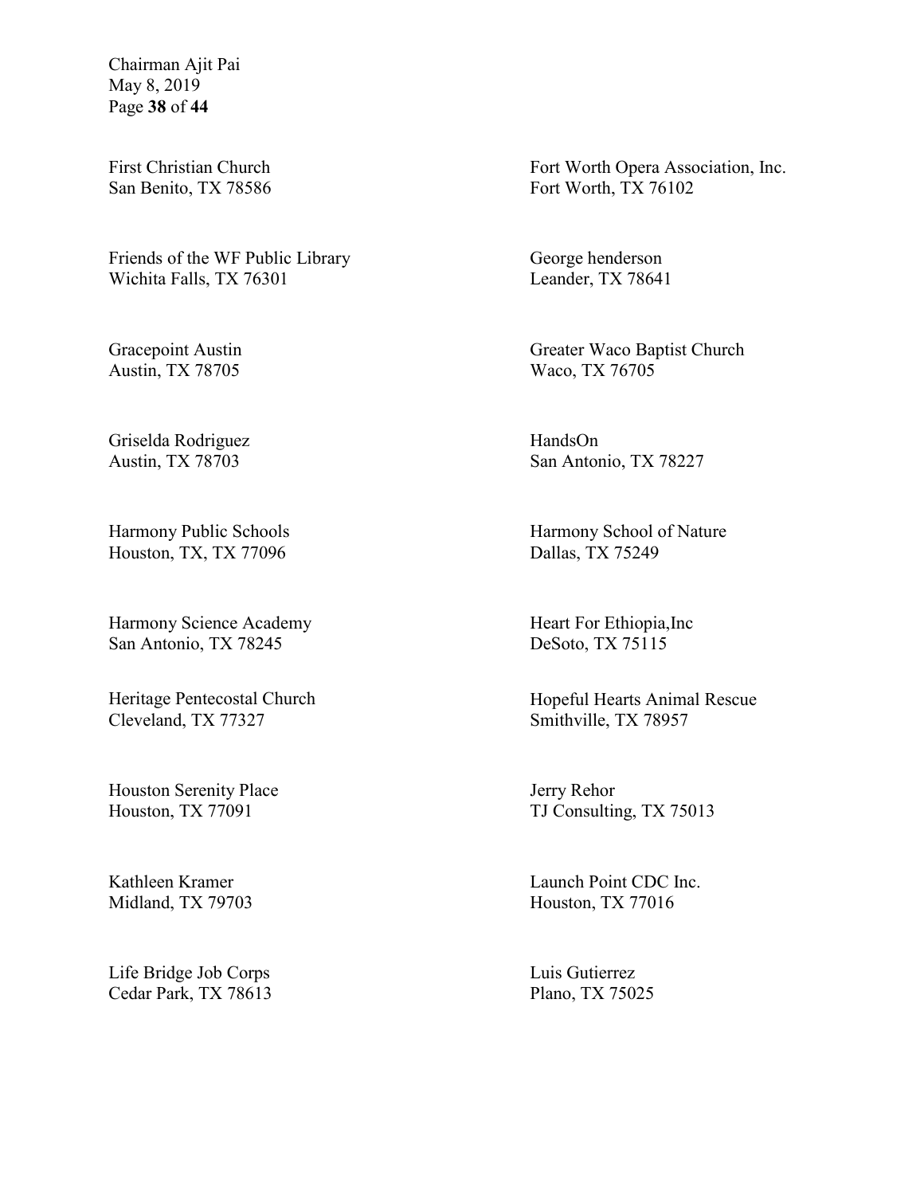First Christian Church
San Benito, TX 78586

Fort Worth Opera Association, Inc.
Fort Worth, TX 76102

Friends of the WF Public Library
Wichita Falls, TX 76301

George henderson
Leander, TX 78641

Gracepoint Austin
Austin, TX 78705

Greater Waco Baptist Church
Waco, TX 76705

Griselda Rodriguez
Austin, TX 78703

HandsOn
San Antonio, TX 78227

Harmony Public Schools
Houston, TX, TX 77096

Harmony School of Nature
Dallas, TX 75249

Harmony Science Academy
San Antonio, TX 78245

Heart For Ethiopia,Inc
DeSoto, TX 75115

Heritage Pentecostal Church
Cleveland, TX 77327

Hopeful Hearts Animal Rescue
Smithville, TX 78957

Houston Serenity Place
Houston, TX 77091

Jerry Rehor
TJ Consulting, TX 75013

Kathleen Kramer
Midland, TX 79703

Launch Point CDC Inc.
Houston, TX 77016

Life Bridge Job Corps
Cedar Park, TX 78613

Luis Gutierrez
Plano, TX 75025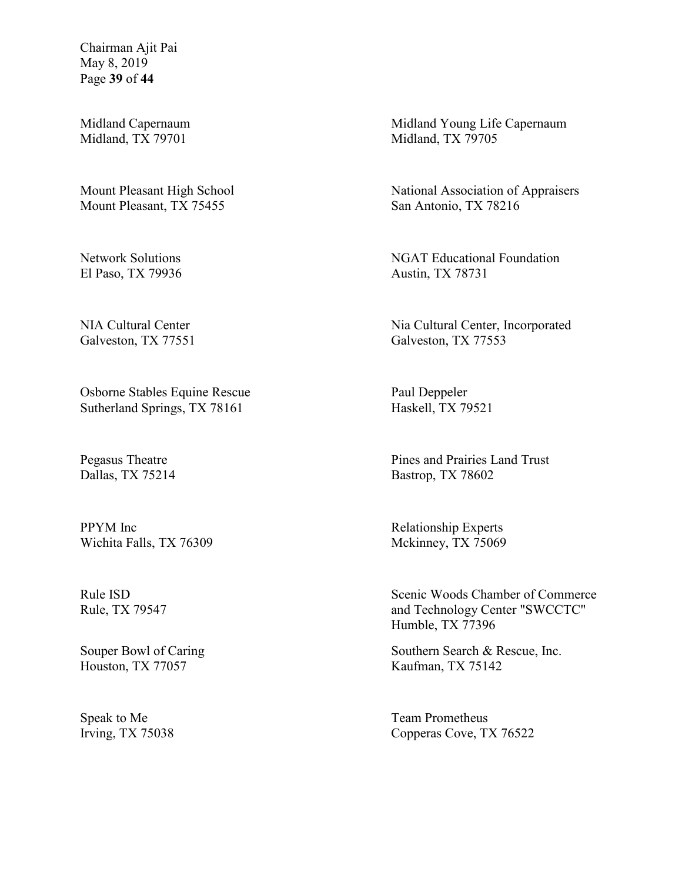Midland Capernaum
Midland, TX 79701

Midland Young Life Capernaum
Midland, TX 79705

Mount Pleasant High School
Mount Pleasant, TX 75455

National Association of Appraisers
San Antonio, TX 78216

Network Solutions
El Paso, TX 79936

NGAT Educational Foundation
Austin, TX 78731

NIA Cultural Center
Galveston, TX 77551

Nia Cultural Center, Incorporated
Galveston, TX 77553

Osborne Stables Equine Rescue
Sutherland Springs, TX 78161

Paul Deppeler
Haskell, TX 79521

Pegasus Theatre
Dallas, TX 75214

Pines and Prairies Land Trust
Bastrop, TX 78602

PPYM Inc
Wichita Falls, TX 76309

Relationship Experts
Mckinney, TX 75069

Rule ISD
Rule, TX 79547

Scenic Woods Chamber of Commerce and Technology Center "SWCCTC"
Humble, TX 77396

Souper Bowl of Caring
Houston, TX 77057

Southern Search & Rescue, Inc.
Kaufman, TX 75142

Speak to Me
Irving, TX 75038

Team Prometheus
Copperas Cove, TX 76522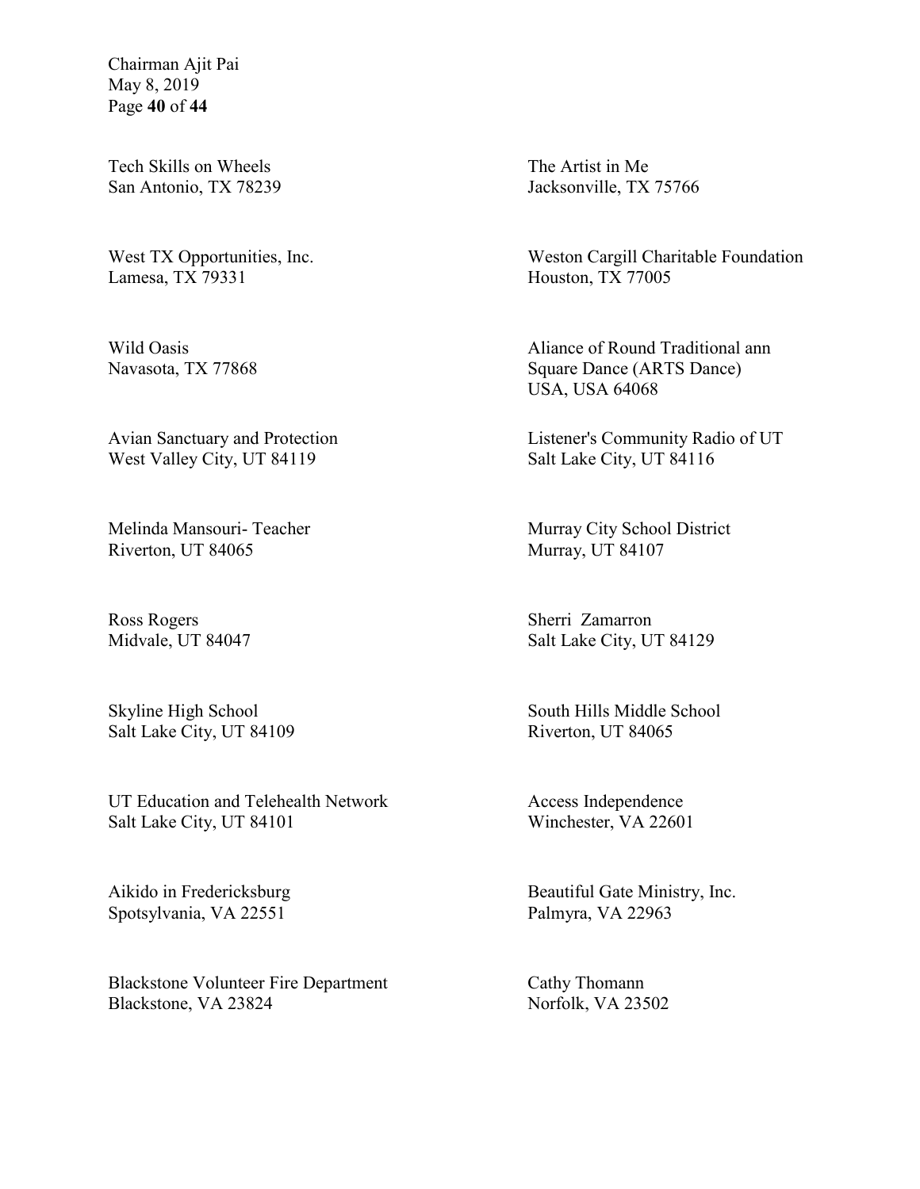Tech Skills on Wheels
San Antonio, TX 78239

The Artist in Me
Jacksonville, TX 75766

West TX Opportunities, Inc.
Lamesa, TX 79331

Weston Cargill Charitable Foundation
Houston, TX 77005

Wild Oasis
Navasota, TX 77868

Aliance of Round Traditional ann Square Dance (ARTS Dance)
USA, USA 64068

Avian Sanctuary and Protection
West Valley City, UT 84119

Listener's Community Radio of UT
Salt Lake City, UT 84116

Melinda Mansouri- Teacher
Riverton, UT 84065

Murray City School District
Murray, UT 84107

Ross Rogers
Midvale, UT 84047

Sherri Zamarron
Salt Lake City, UT 84129

Skyline High School
Salt Lake City, UT 84109

South Hills Middle School
Riverton, UT 84065

UT Education and Telehealth Network
Salt Lake City, UT 84101

Access Independence
Winchester, VA 22601

Aikido in Fredericksburg
Spotsylvania, VA 22551

Beautiful Gate Ministry, Inc.
Palmyra, VA 22963

Blackstone Volunteer Fire Department
Blackstone, VA 23824

Cathy Thomann
Norfolk, VA 23502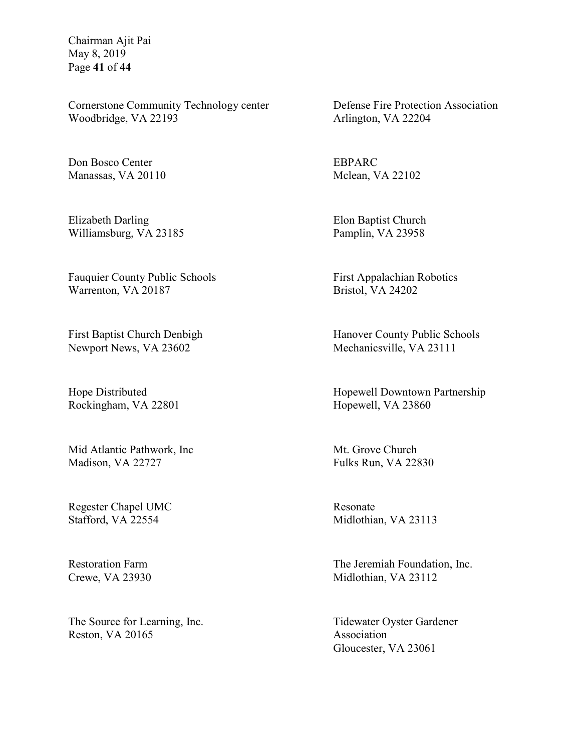Cornerstone Community Technology center
Woodbridge, VA 22193

Defense Fire Protection Association
Arlington, VA 22204

Don Bosco Center
Manassas, VA 20110

EBPARC
Mclean, VA 22102

Elizabeth Darling
Williamsburg, VA 23185

Elon Baptist Church
Pamplin, VA 23958

Fauquier County Public Schools
Warrenton, VA 20187

First Appalachian Robotics
Bristol, VA 24202

First Baptist Church Denbigh
Newport News, VA 23602

Hanover County Public Schools
Mechanicsville, VA 23111

Hope Distributed
Rockingham, VA 22801

Hopewell Downtown Partnership
Hopewell, VA 23860

Mid Atlantic Pathwork, Inc
Madison, VA 22727

Mt. Grove Church
Fulks Run, VA 22830

Regester Chapel UMC
Stafford, VA 22554

Resonate
Midlothian, VA 23113

Restoration Farm
Crewe, VA 23930

The Jeremiah Foundation, Inc.
Midlothian, VA 23112

The Source for Learning, Inc.
Reston, VA 20165

Tidewater Oyster Gardener Association
Gloucester, VA 23061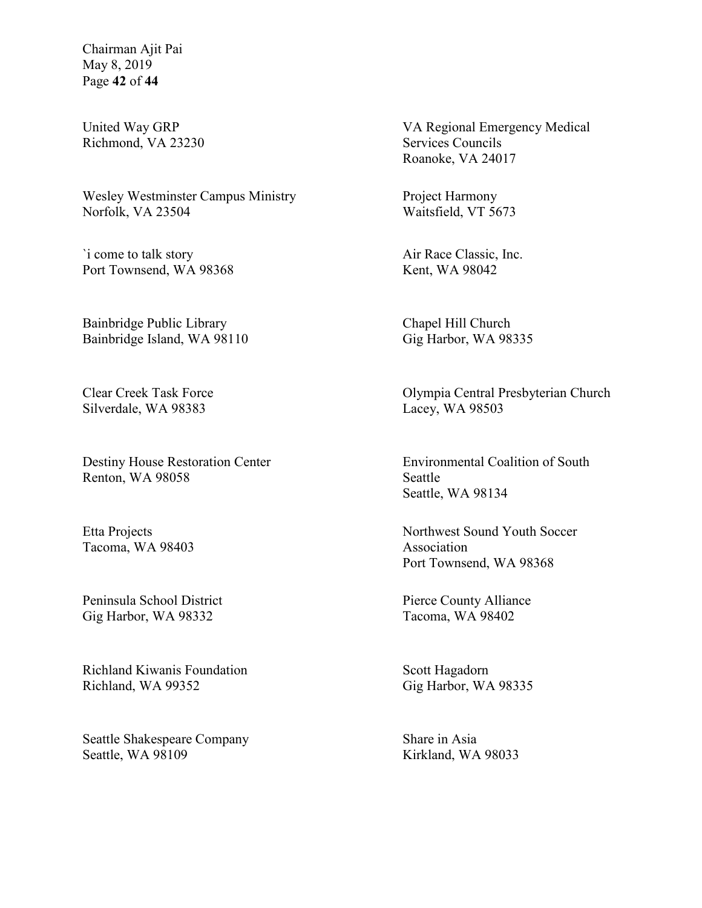United Way GRP
Richmond, VA 23230

VA Regional Emergency Medical Services Councils
Roanoke, VA 24017

Wesley Westminster Campus Ministry
Norfolk, VA 23504

Project Harmony
Waitsfield, VT 5673

`i come to talk story
Port Townsend, WA 98368

Air Race Classic, Inc.
Kent, WA 98042

Bainbridge Public Library
Bainbridge Island, WA 98110

Chapel Hill Church
Gig Harbor, WA 98335

Clear Creek Task Force
Silverdale, WA 98383

Olympia Central Presbyterian Church
Lacey, WA 98503

Destiny House Restoration Center
Renton, WA 98058

Environmental Coalition of South Seattle
Seattle, WA 98134

Etta Projects
Tacoma, WA 98403

Northwest Sound Youth Soccer Association
Port Townsend, WA 98368

Peninsula School District
Gig Harbor, WA 98332

Pierce County Alliance
Tacoma, WA 98402

Richland Kiwanis Foundation
Richland, WA 99352

Scott Hagadorn
Gig Harbor, WA 98335

Seattle Shakespeare Company
Seattle, WA 98109

Share in Asia
Kirkland, WA 98033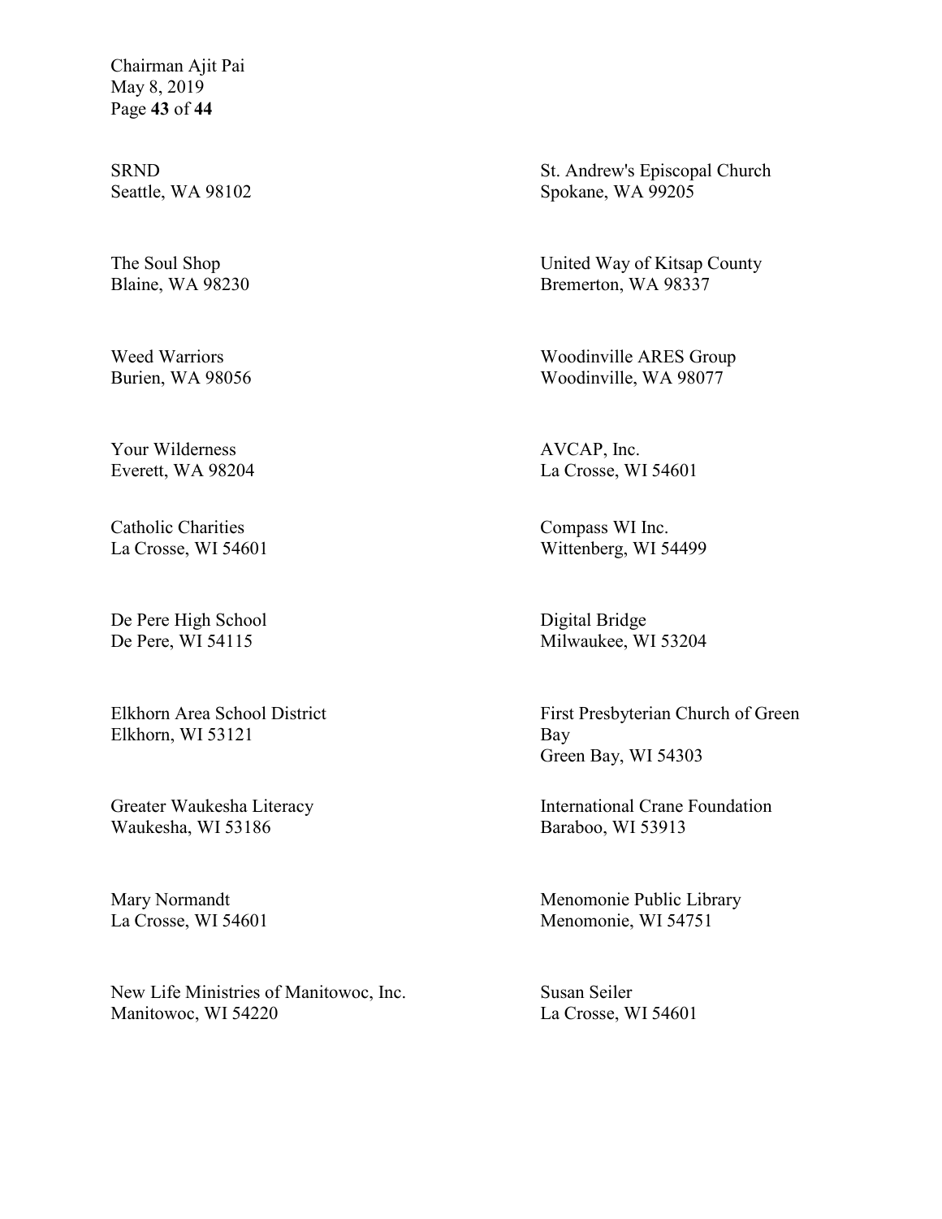SRND
Seattle, WA 98102

St. Andrew's Episcopal Church
Spokane, WA 99205

The Soul Shop
Blaine, WA 98230

United Way of Kitsap County
Bremerton, WA 98337

Weed Warriors
Burien, WA 98056

Woodinville ARES Group
Woodinville, WA 98077

Your Wilderness
Everett, WA 98204

AVCAP, Inc.
La Crosse, WI 54601

Catholic Charities
La Crosse, WI 54601

Compass WI Inc.
Wittenberg, WI 54499

De Pere High School
De Pere, WI 54115

Digital Bridge
Milwaukee, WI 53204

Elkhorn Area School District
Elkhorn, WI 53121

First Presbyterian Church of Green Bay
Green Bay, WI 54303

Greater Waukesha Literacy
Waukesha, WI 53186

International Crane Foundation
Baraboo, WI 53913

Mary Normandt
La Crosse, WI 54601

Menomonie Public Library
Menomonie, WI 54751

New Life Ministries of Manitowoc, Inc.
Manitowoc, WI 54220

Susan Seiler
La Crosse, WI 54601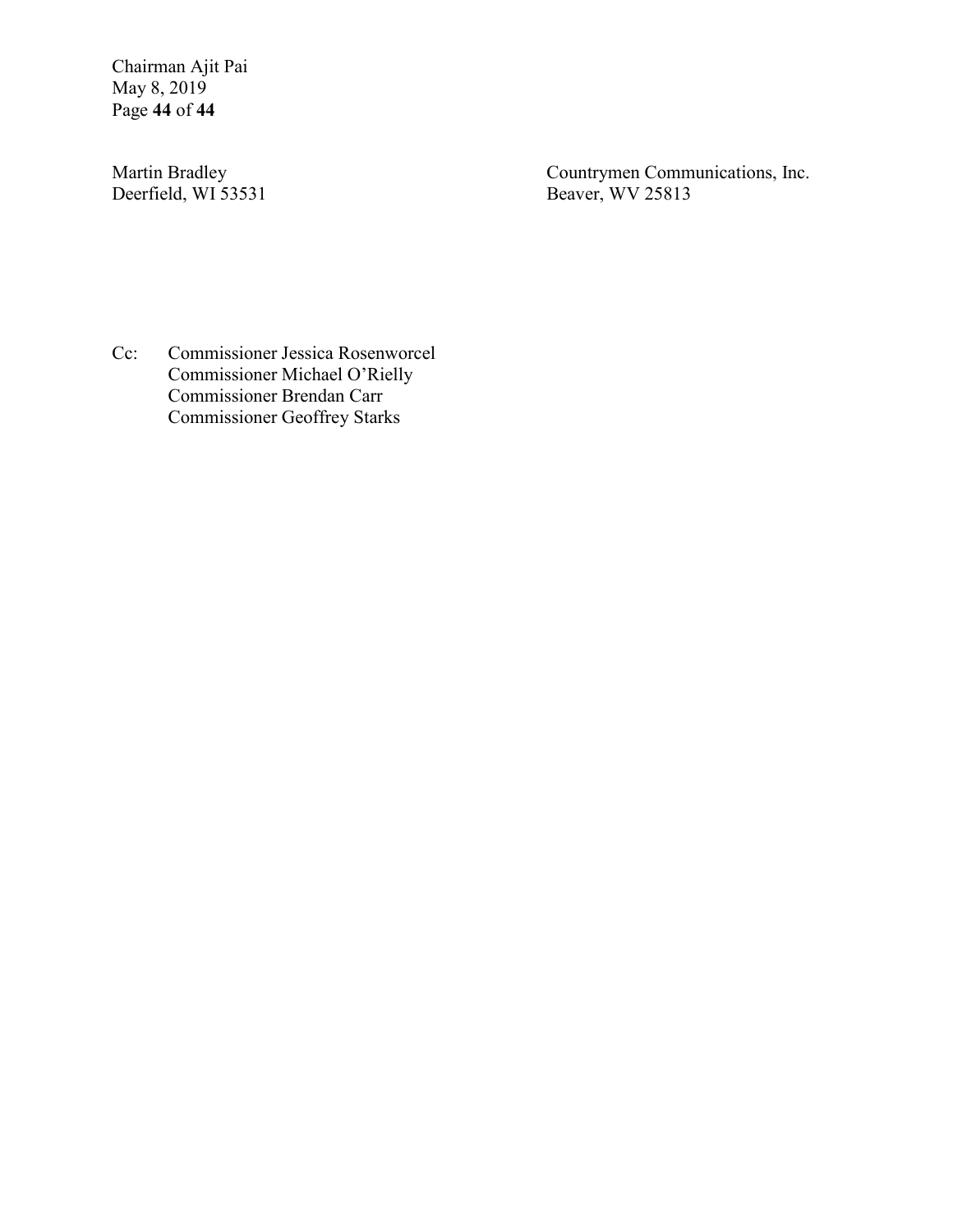Martin Bradley
Deerfield, WI 53531

Countrymen Communications, Inc.
Beaver, WV 25813

Cc: Commissioner Jessica Rosenworcel
Commissioner Michael O'Rielly
Commissioner Brendan Carr
Commissioner Geoffrey Starks